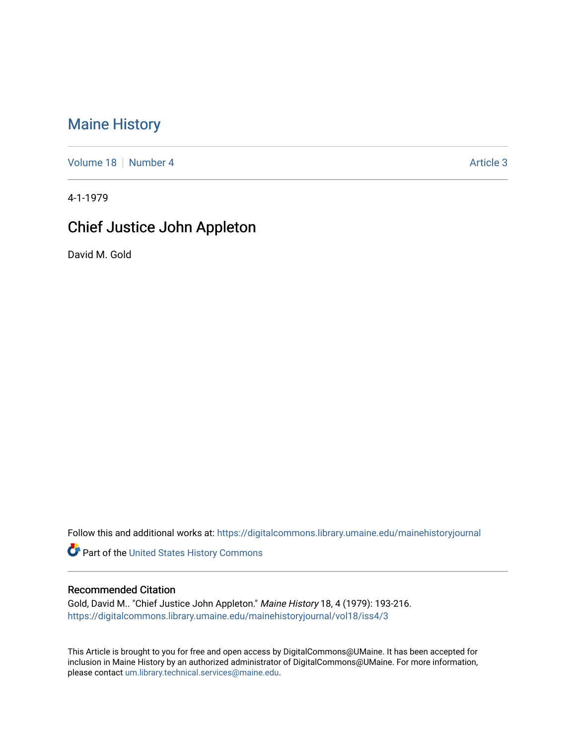# Maine History

Volume 18 | Number 4 | Article 3

4-1-1979

## Chief Justice John Appleton

David M. Gold

Follow this and additional works at: https://digitalcommons.library.umaine.edu/mainehistoryjournal

Part of the United States History Commons

### Recommended Citation

Gold, David M.. "Chief Justice John Appleton." *Maine History* 18, 4 (1979): 193-216. https://digitalcommons.library.umaine.edu/mainehistoryjournal/vol18/iss4/3

This Article is brought to you for free and open access by DigitalCommons@UMaine. It has been accepted for inclusion in Maine History by an authorized administrator of DigitalCommons@UMaine. For more information, please contact um.library.technical.services@maine.edu.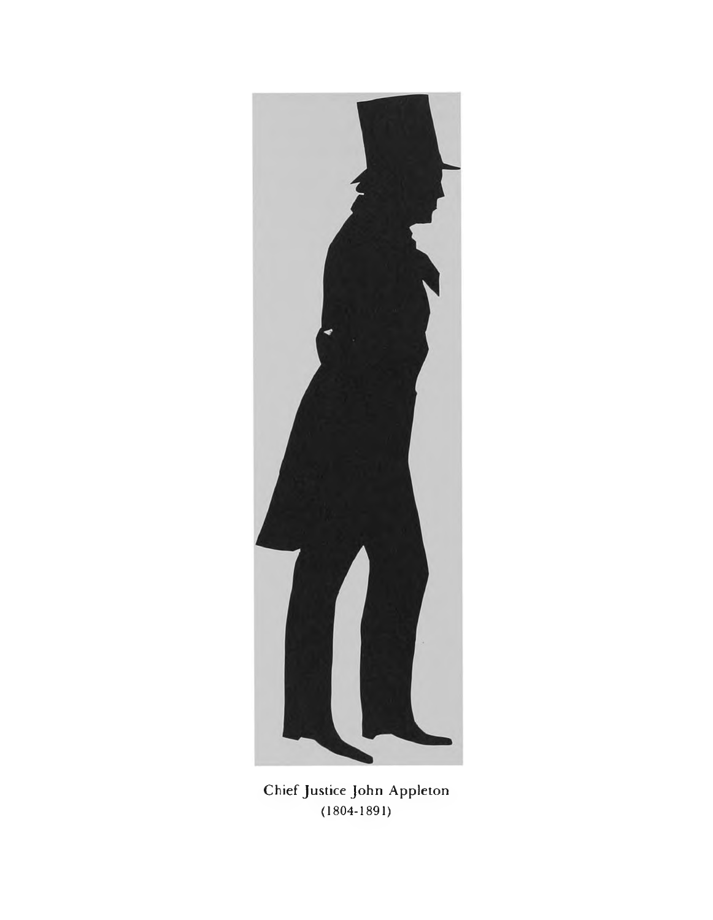Chief Justice John Appleton
(1804-1891)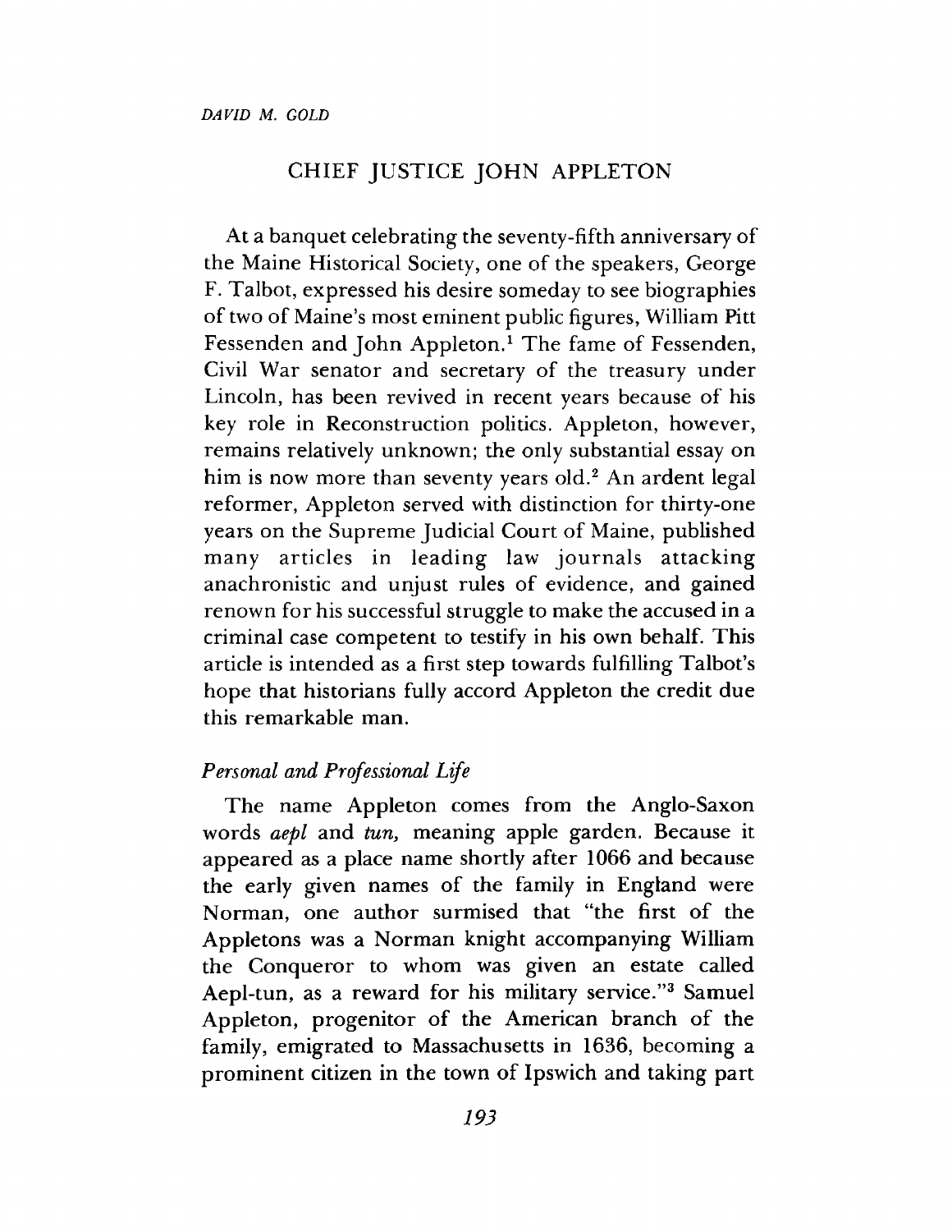*DAVID M. GOLD*

# CHIEF JUSTICE JOHN APPLETON

At a banquet celebrating the seventy-fifth anniversary of the Maine Historical Society, one of the speakers, George F. Talbot, expressed his desire someday to see biographies of two of Maine's most eminent public figures, William Pitt Fessenden and John Appleton.[1] The fame of Fessenden, Civil War senator and secretary of the treasury under Lincoln, has been revived in recent years because of his key role in Reconstruction politics. Appleton, however, remains relatively unknown; the only substantial essay on him is now more than seventy years old.[2] An ardent legal reformer, Appleton served with distinction for thirty-one years on the Supreme Judicial Court of Maine, published many articles in leading law journals attacking anachronistic and unjust rules of evidence, and gained renown for his successful struggle to make the accused in a criminal case competent to testify in his own behalf. This article is intended as a first step towards fulfilling Talbot's hope that historians fully accord Appleton the credit due this remarkable man.

## *Personal and Professional Life*

The name Appleton comes from the Anglo-Saxon words *aepl* and *tun,* meaning apple garden. Because it appeared as a place name shortly after 1066 and because the early given names of the family in England were Norman, one author surmised that "the first of the Appletons was a Norman knight accompanying William the Conqueror to whom was given an estate called Aepl-tun, as a reward for his military service."[3] Samuel Appleton, progenitor of the American branch of the family, emigrated to Massachusetts in 1636, becoming a prominent citizen in the town of Ipswich and taking part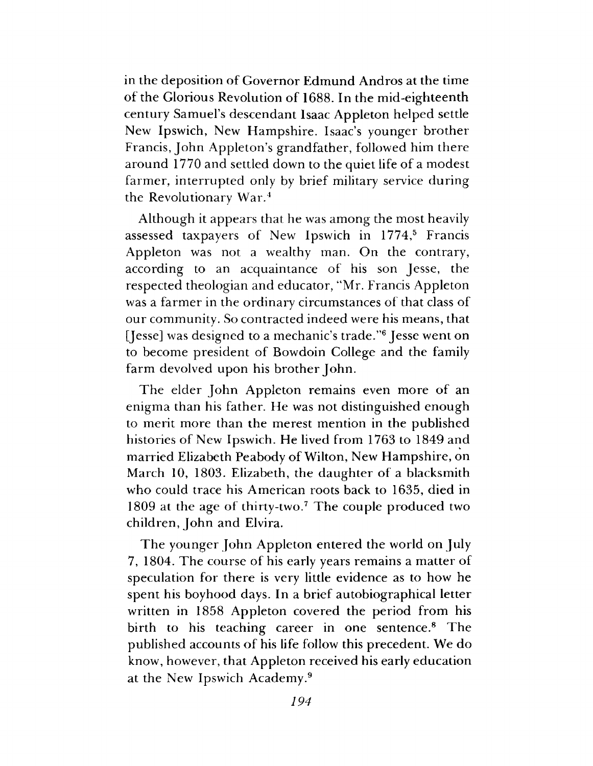in the deposition of Governor Edmund Andros at the time of the Glorious Revolution of 1688. In the mid-eighteenth century Samuel's descendant Isaac Appleton helped settle New Ipswich, New Hampshire. Isaac's younger brother Francis, John Appleton's grandfather, followed him there around 1770 and settled down to the quiet life of a modest farmer, interrupted only by brief military service during the Revolutionary War.[4]

Although it appears that he was among the most heavily assessed taxpayers of New Ipswich in 1774,[5] Francis Appleton was not a wealthy man. On the contrary, according to an acquaintance of his son Jesse, the respected theologian and educator, "Mr. Francis Appleton was a farmer in the ordinary circumstances of that class of our community. So contracted indeed were his means, that [Jesse] was designed to a mechanic's trade."[6] Jesse went on to become president of Bowdoin College and the family farm devolved upon his brother John.

The elder John Appleton remains even more of an enigma than his father. He was not distinguished enough to merit more than the merest mention in the published histories of New Ipswich. He lived from 1763 to 1849 and married Elizabeth Peabody of Wilton, New Hampshire, on March 10, 1803. Elizabeth, the daughter of a blacksmith who could trace his American roots back to 1635, died in 1809 at the age of thirty-two.[7] The couple produced two children, John and Elvira.

The younger John Appleton entered the world on July 7, 1804. The course of his early years remains a matter of speculation for there is very little evidence as to how he spent his boyhood days. In a brief autobiographical letter written in 1858 Appleton covered the period from his birth to his teaching career in one sentence.[8] The published accounts of his life follow this precedent. We do know, however, that Appleton received his early education at the New Ipswich Academy.[9]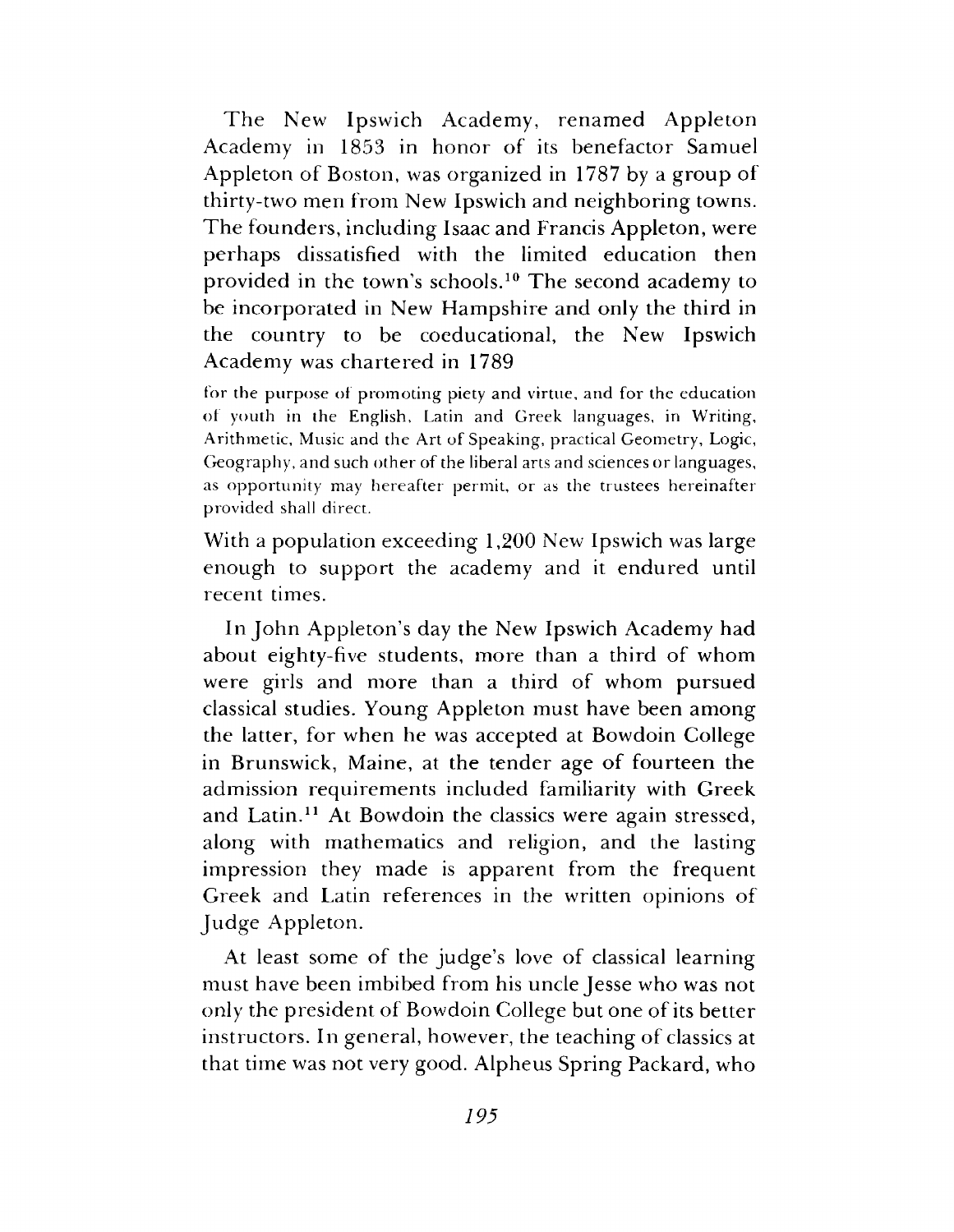The New Ipswich Academy, renamed Appleton Academy in 1853 in honor of its benefactor Samuel Appleton of Boston, was organized in 1787 by a group of thirty-two men from New Ipswich and neighboring towns. The founders, including Isaac and Francis Appleton, were perhaps dissatisfied with the limited education then provided in the town's schools.[10] The second academy to be incorporated in New Hampshire and only the third in the country to be coeducational, the New Ipswich Academy was chartered in 1789

> for the purpose of promoting piety and virtue, and for the education of youth in the English, Latin and Greek languages, in Writing, Arithmetic, Music and the Art of Speaking, practical Geometry, Logic, Geography, and such other of the liberal arts and sciences or languages, as opportunity may hereafter permit, or as the trustees hereinafter provided shall direct.

With a population exceeding 1,200 New Ipswich was large enough to support the academy and it endured until recent times.

In John Appleton's day the New Ipswich Academy had about eighty-five students, more than a third of whom were girls and more than a third of whom pursued classical studies. Young Appleton must have been among the latter, for when he was accepted at Bowdoin College in Brunswick, Maine, at the tender age of fourteen the admission requirements included familiarity with Greek and Latin.[11] At Bowdoin the classics were again stressed, along with mathematics and religion, and the lasting impression they made is apparent from the frequent Greek and Latin references in the written opinions of Judge Appleton.

At least some of the judge's love of classical learning must have been imbibed from his uncle Jesse who was not only the president of Bowdoin College but one of its better instructors. In general, however, the teaching of classics at that time was not very good. Alpheus Spring Packard, who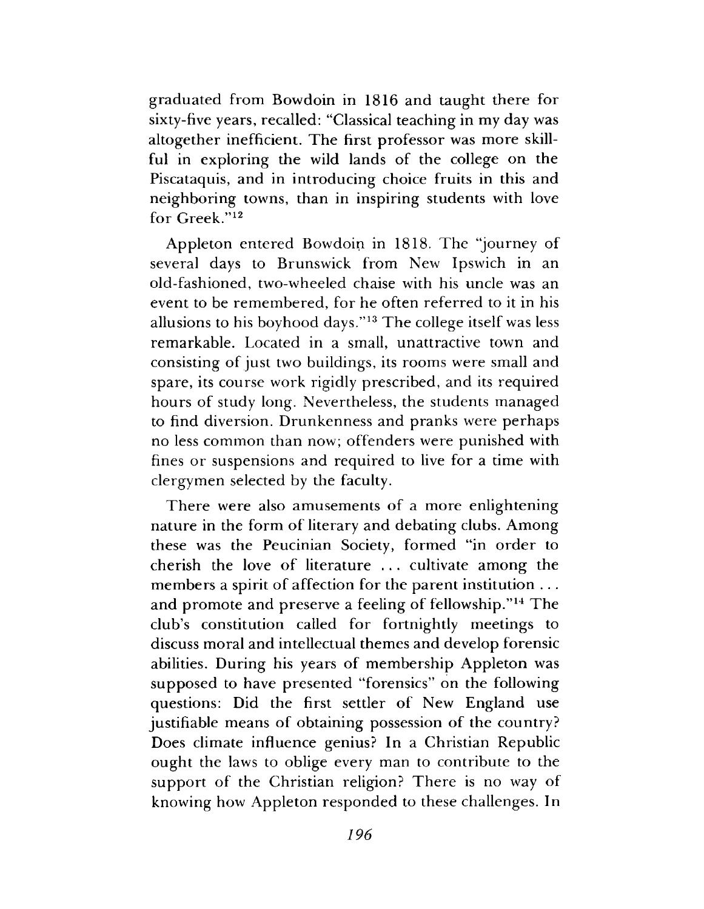graduated from Bowdoin in 1816 and taught there for sixty-five years, recalled: "Classical teaching in my day was altogether inefficient. The first professor was more skillful in exploring the wild lands of the college on the Piscataquis, and in introducing choice fruits in this and neighboring towns, than in inspiring students with love for Greek."[12]

Appleton entered Bowdoin in 1818. The "journey of several days to Brunswick from New Ipswich in an old-fashioned, two-wheeled chaise with his uncle was an event to be remembered, for he often referred to it in his allusions to his boyhood days."[13] The college itself was less remarkable. Located in a small, unattractive town and consisting of just two buildings, its rooms were small and spare, its course work rigidly prescribed, and its required hours of study long. Nevertheless, the students managed to find diversion. Drunkenness and pranks were perhaps no less common than now; offenders were punished with fines or suspensions and required to live for a time with clergymen selected by the faculty.

There were also amusements of a more enlightening nature in the form of literary and debating clubs. Among these was the Peucinian Society, formed "in order to cherish the love of literature ... cultivate among the members a spirit of affection for the parent institution ... and promote and preserve a feeling of fellowship."[14] The club's constitution called for fortnightly meetings to discuss moral and intellectual themes and develop forensic abilities. During his years of membership Appleton was supposed to have presented "forensics" on the following questions: Did the first settler of New England use justifiable means of obtaining possession of the country? Does climate influence genius? In a Christian Republic ought the laws to oblige every man to contribute to the support of the Christian religion? There is no way of knowing how Appleton responded to these challenges. In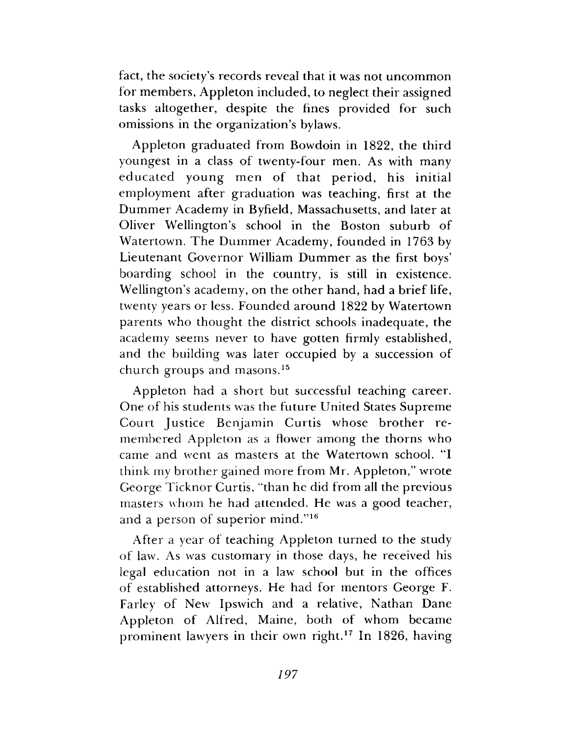fact, the society's records reveal that it was not uncommon for members, Appleton included, to neglect their assigned tasks altogether, despite the fines provided for such omissions in the organization's bylaws.

Appleton graduated from Bowdoin in 1822, the third youngest in a class of twenty-four men. As with many educated young men of that period, his initial employment after graduation was teaching, first at the Dummer Academy in Byfield, Massachusetts, and later at Oliver Wellington's school in the Boston suburb of Watertown. The Dummer Academy, founded in 1763 by Lieutenant Governor William Dummer as the first boys' boarding school in the country, is still in existence. Wellington's academy, on the other hand, had a brief life, twenty years or less. Founded around 1822 by Watertown parents who thought the district schools inadequate, the academy seems never to have gotten firmly established, and the building was later occupied by a succession of church groups and masons.[15]

Appleton had a short but successful teaching career. One of his students was the future United States Supreme Court Justice Benjamin Curtis whose brother remembered Appleton as a flower among the thorns who came and went as masters at the Watertown school. "I think my brother gained more from Mr. Appleton," wrote George Ticknor Curtis, "than he did from all the previous masters whom he had attended. He was a good teacher, and a person of superior mind."[16]

After a year of teaching Appleton turned to the study of law. As was customary in those days, he received his legal education not in a law school but in the offices of established attorneys. He had for mentors George F. Farley of New Ipswich and a relative, Nathan Dane Appleton of Alfred, Maine, both of whom became prominent lawyers in their own right.[17] In 1826, having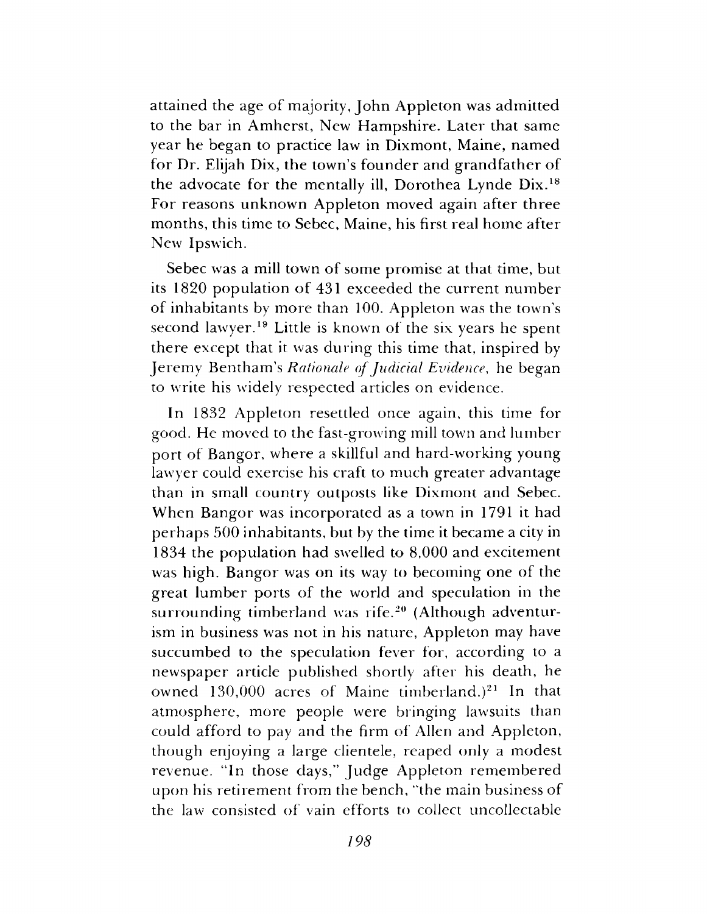attained the age of majority, John Appleton was admitted to the bar in Amherst, New Hampshire. Later that same year he began to practice law in Dixmont, Maine, named for Dr. Elijah Dix, the town's founder and grandfather of the advocate for the mentally ill, Dorothea Lynde Dix.[18] For reasons unknown Appleton moved again after three months, this time to Sebec, Maine, his first real home after New Ipswich.

Sebec was a mill town of some promise at that time, but its 1820 population of 431 exceeded the current number of inhabitants by more than 100. Appleton was the town's second lawyer.[19] Little is known of the six years he spent there except that it was during this time that, inspired by Jeremy Bentham's *Rationale of Judicial Evidence*, he began to write his widely respected articles on evidence.

In 1832 Appleton resettled once again, this time for good. He moved to the fast-growing mill town and lumber port of Bangor, where a skillful and hard-working young lawyer could exercise his craft to much greater advantage than in small country outposts like Dixmont and Sebec. When Bangor was incorporated as a town in 1791 it had perhaps 500 inhabitants, but by the time it became a city in 1834 the population had swelled to 8,000 and excitement was high. Bangor was on its way to becoming one of the great lumber ports of the world and speculation in the surrounding timberland was rife.[20] (Although adventurism in business was not in his nature, Appleton may have succumbed to the speculation fever for, according to a newspaper article published shortly after his death, he owned 130,000 acres of Maine timberland.)[21] In that atmosphere, more people were bringing lawsuits than could afford to pay and the firm of Allen and Appleton, though enjoying a large clientele, reaped only a modest revenue. "In those days," Judge Appleton remembered upon his retirement from the bench, "the main business of the law consisted of vain efforts to collect uncollectable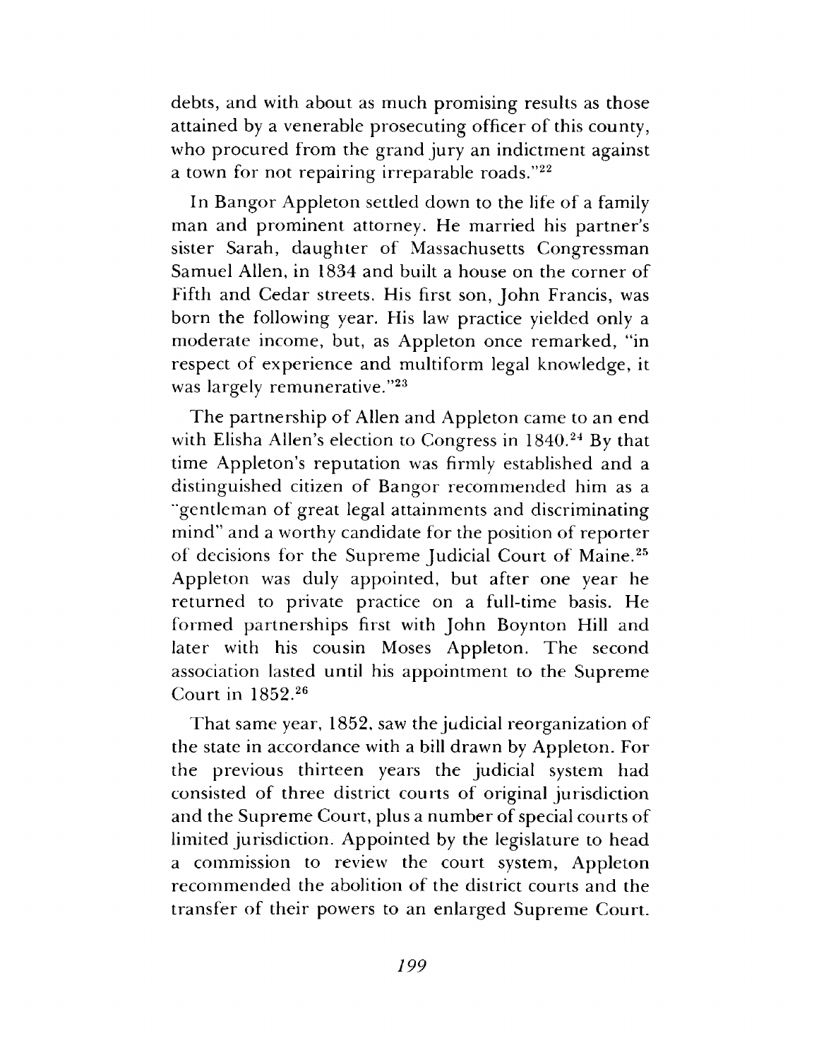debts, and with about as much promising results as those attained by a venerable prosecuting officer of this county, who procured from the grand jury an indictment against a town for not repairing irreparable roads."[22]

In Bangor Appleton settled down to the life of a family man and prominent attorney. He married his partner's sister Sarah, daughter of Massachusetts Congressman Samuel Allen, in 1834 and built a house on the corner of Fifth and Cedar streets. His first son, John Francis, was born the following year. His law practice yielded only a moderate income, but, as Appleton once remarked, "in respect of experience and multiform legal knowledge, it was largely remunerative."[23]

The partnership of Allen and Appleton came to an end with Elisha Allen's election to Congress in 1840.[24] By that time Appleton's reputation was firmly established and a distinguished citizen of Bangor recommended him as a "gentleman of great legal attainments and discriminating mind" and a worthy candidate for the position of reporter of decisions for the Supreme Judicial Court of Maine.[25] Appleton was duly appointed, but after one year he returned to private practice on a full-time basis. He formed partnerships first with John Boynton Hill and later with his cousin Moses Appleton. The second association lasted until his appointment to the Supreme Court in 1852.[26]

That same year, 1852, saw the judicial reorganization of the state in accordance with a bill drawn by Appleton. For the previous thirteen years the judicial system had consisted of three district courts of original jurisdiction and the Supreme Court, plus a number of special courts of limited jurisdiction. Appointed by the legislature to head a commission to review the court system, Appleton recommended the abolition of the district courts and the transfer of their powers to an enlarged Supreme Court.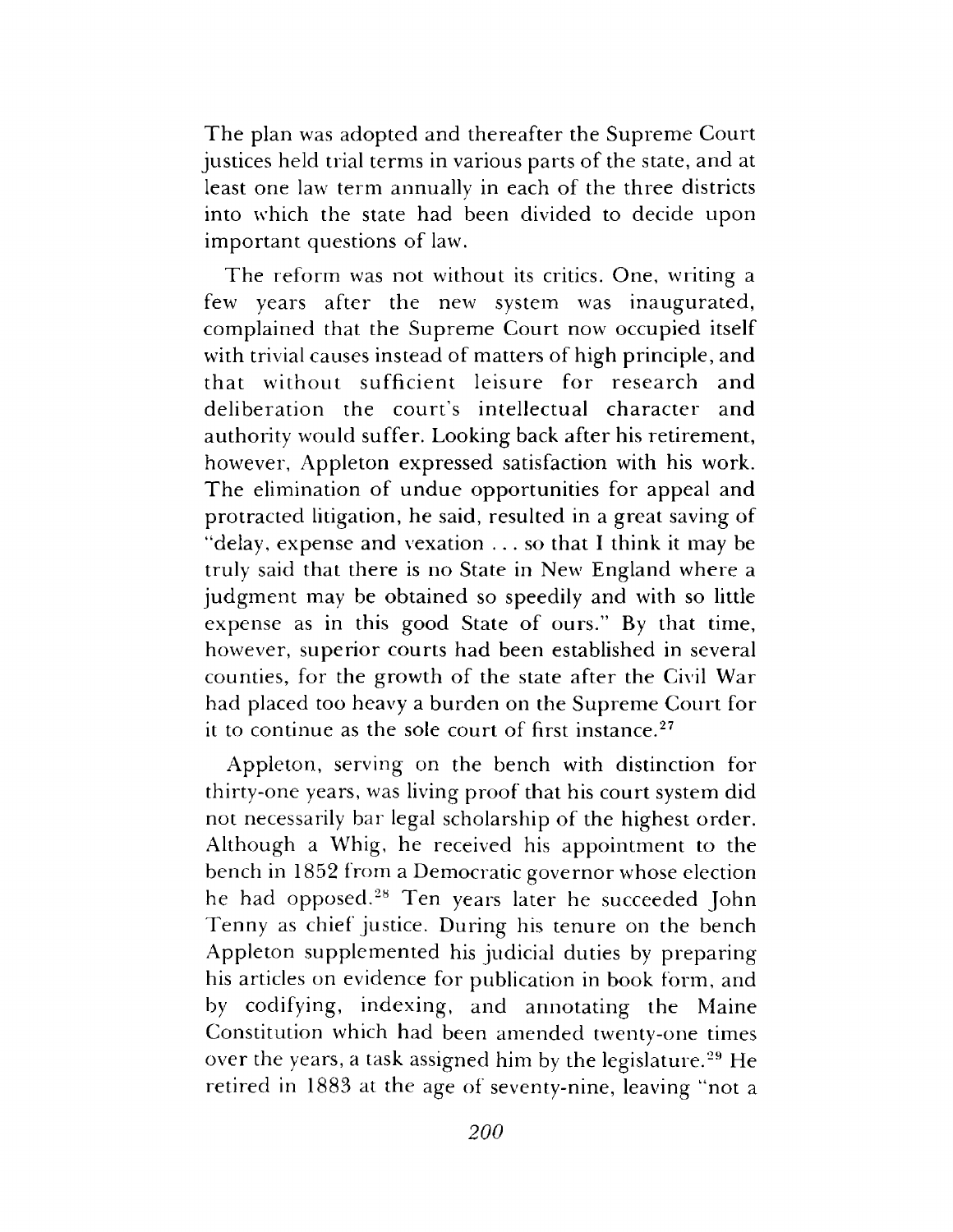The plan was adopted and thereafter the Supreme Court justices held trial terms in various parts of the state, and at least one law term annually in each of the three districts into which the state had been divided to decide upon important questions of law.

The reform was not without its critics. One, writing a few years after the new system was inaugurated, complained that the Supreme Court now occupied itself with trivial causes instead of matters of high principle, and that without sufficient leisure for research and deliberation the court's intellectual character and authority would suffer. Looking back after his retirement, however, Appleton expressed satisfaction with his work. The elimination of undue opportunities for appeal and protracted litigation, he said, resulted in a great saving of "delay, expense and vexation . . . so that I think it may be truly said that there is no State in New England where a judgment may be obtained so speedily and with so little expense as in this good State of ours." By that time, however, superior courts had been established in several counties, for the growth of the state after the Civil War had placed too heavy a burden on the Supreme Court for it to continue as the sole court of first instance.[27]

Appleton, serving on the bench with distinction for thirty-one years, was living proof that his court system did not necessarily bar legal scholarship of the highest order. Although a Whig, he received his appointment to the bench in 1852 from a Democratic governor whose election he had opposed.[28] Ten years later he succeeded John Tenny as chief justice. During his tenure on the bench Appleton supplemented his judicial duties by preparing his articles on evidence for publication in book form, and by codifying, indexing, and annotating the Maine Constitution which had been amended twenty-one times over the years, a task assigned him by the legislature.[29] He retired in 1883 at the age of seventy-nine, leaving "not a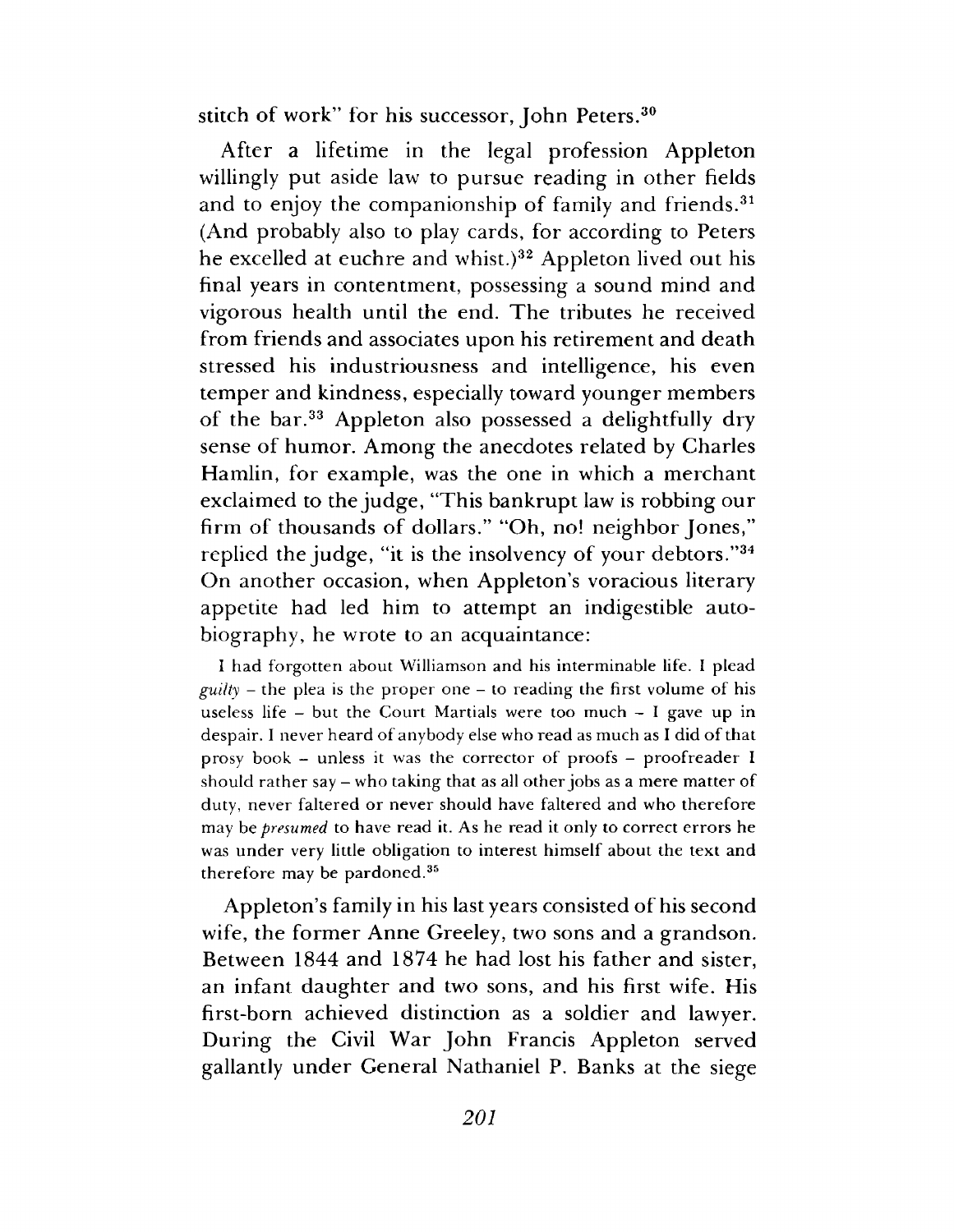stitch of work" for his successor, John Peters.[30]

After a lifetime in the legal profession Appleton willingly put aside law to pursue reading in other fields and to enjoy the companionship of family and friends.[31] (And probably also to play cards, for according to Peters he excelled at euchre and whist.)[32] Appleton lived out his final years in contentment, possessing a sound mind and vigorous health until the end. The tributes he received from friends and associates upon his retirement and death stressed his industriousness and intelligence, his even temper and kindness, especially toward younger members of the bar.[33] Appleton also possessed a delightfully dry sense of humor. Among the anecdotes related by Charles Hamlin, for example, was the one in which a merchant exclaimed to the judge, "This bankrupt law is robbing our firm of thousands of dollars." "Oh, no! neighbor Jones," replied the judge, "it is the insolvency of your debtors."[34] On another occasion, when Appleton's voracious literary appetite had led him to attempt an indigestible autobiography, he wrote to an acquaintance:

> I had forgotten about Williamson and his interminable life. I plead *guilty* – the plea is the proper one – to reading the first volume of his useless life – but the Court Martials were too much – I gave up in despair. I never heard of anybody else who read as much as I did of that prosy book – unless it was the corrector of proofs – proofreader I should rather say – who taking that as all other jobs as a mere matter of duty, never faltered or never should have faltered and who therefore may be *presumed* to have read it. As he read it only to correct errors he was under very little obligation to interest himself about the text and therefore may be pardoned.[35]

Appleton's family in his last years consisted of his second wife, the former Anne Greeley, two sons and a grandson. Between 1844 and 1874 he had lost his father and sister, an infant daughter and two sons, and his first wife. His first-born achieved distinction as a soldier and lawyer. During the Civil War John Francis Appleton served gallantly under General Nathaniel P. Banks at the siege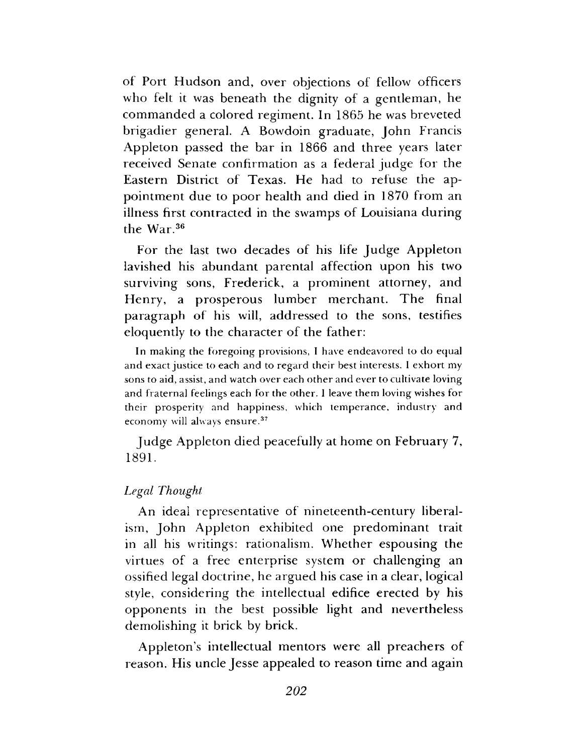of Port Hudson and, over objections of fellow officers who felt it was beneath the dignity of a gentleman, he commanded a colored regiment. In 1865 he was breveted brigadier general. A Bowdoin graduate, John Francis Appleton passed the bar in 1866 and three years later received Senate confirmation as a federal judge for the Eastern District of Texas. He had to refuse the appointment due to poor health and died in 1870 from an illness first contracted in the swamps of Louisiana during the War.[36]

For the last two decades of his life Judge Appleton lavished his abundant parental affection upon his two surviving sons, Frederick, a prominent attorney, and Henry, a prosperous lumber merchant. The final paragraph of his will, addressed to the sons, testifies eloquently to the character of the father:

> In making the foregoing provisions, I have endeavored to do equal and exact justice to each and to regard their best interests. I exhort my sons to aid, assist, and watch over each other and ever to cultivate loving and fraternal feelings each for the other. I leave them loving wishes for their prosperity and happiness, which temperance, industry and economy will always ensure.[37]

Judge Appleton died peacefully at home on February 7, 1891.

*Legal Thought*

An ideal representative of nineteenth-century liberalism, John Appleton exhibited one predominant trait in all his writings: rationalism. Whether espousing the virtues of a free enterprise system or challenging an ossified legal doctrine, he argued his case in a clear, logical style, considering the intellectual edifice erected by his opponents in the best possible light and nevertheless demolishing it brick by brick.

Appleton's intellectual mentors were all preachers of reason. His uncle Jesse appealed to reason time and again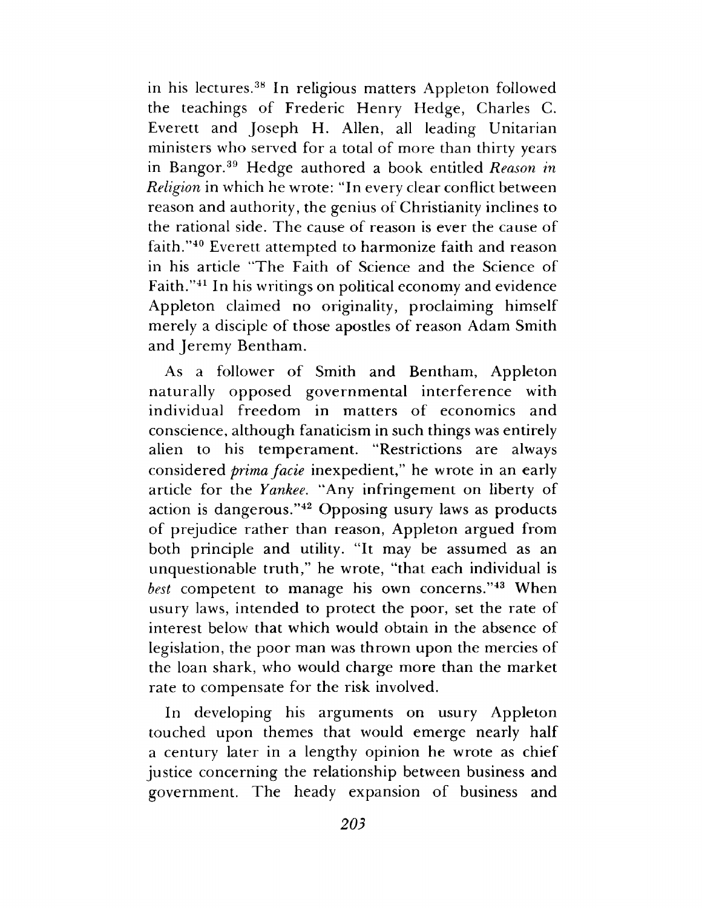in his lectures.[38] In religious matters Appleton followed the teachings of Frederic Henry Hedge, Charles C. Everett and Joseph H. Allen, all leading Unitarian ministers who served for a total of more than thirty years in Bangor.[39] Hedge authored a book entitled *Reason in Religion* in which he wrote: "In every clear conflict between reason and authority, the genius of Christianity inclines to the rational side. The cause of reason is ever the cause of faith."[40] Everett attempted to harmonize faith and reason in his article "The Faith of Science and the Science of Faith."[41] In his writings on political economy and evidence Appleton claimed no originality, proclaiming himself merely a disciple of those apostles of reason Adam Smith and Jeremy Bentham.

As a follower of Smith and Bentham, Appleton naturally opposed governmental interference with individual freedom in matters of economics and conscience, although fanaticism in such things was entirely alien to his temperament. "Restrictions are always considered *prima facie* inexpedient," he wrote in an early article for the *Yankee*. "Any infringement on liberty of action is dangerous."[42] Opposing usury laws as products of prejudice rather than reason, Appleton argued from both principle and utility. "It may be assumed as an unquestionable truth," he wrote, "that each individual is *best* competent to manage his own concerns."[43] When usury laws, intended to protect the poor, set the rate of interest below that which would obtain in the absence of legislation, the poor man was thrown upon the mercies of the loan shark, who would charge more than the market rate to compensate for the risk involved.

In developing his arguments on usury Appleton touched upon themes that would emerge nearly half a century later in a lengthy opinion he wrote as chief justice concerning the relationship between business and government. The heady expansion of business and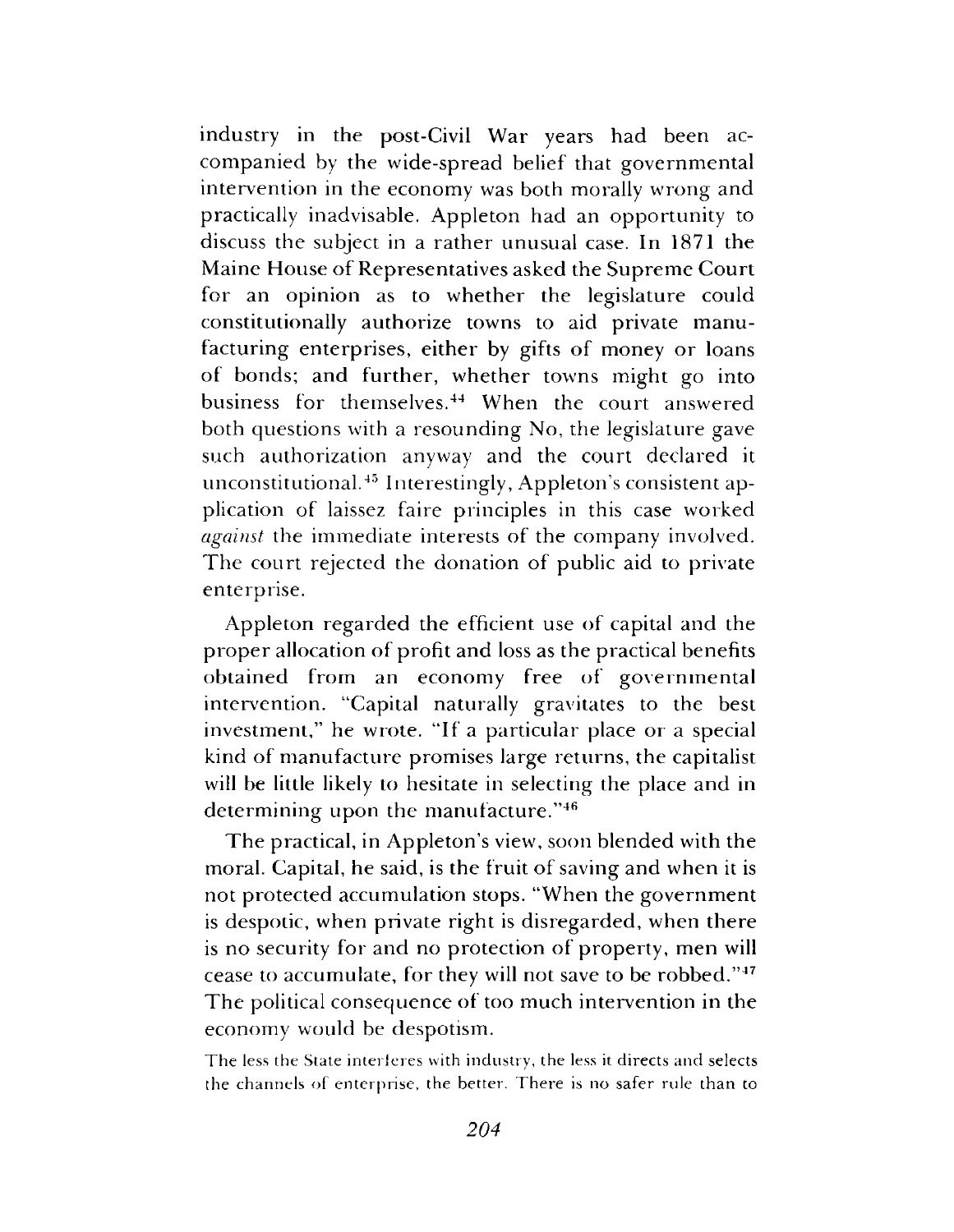industry in the post-Civil War years had been accompanied by the wide-spread belief that governmental intervention in the economy was both morally wrong and practically inadvisable. Appleton had an opportunity to discuss the subject in a rather unusual case. In 1871 the Maine House of Representatives asked the Supreme Court for an opinion as to whether the legislature could constitutionally authorize towns to aid private manufacturing enterprises, either by gifts of money or loans of bonds; and further, whether towns might go into business for themselves.[44] When the court answered both questions with a resounding No, the legislature gave such authorization anyway and the court declared it unconstitutional.[45] Interestingly, Appleton's consistent application of laissez faire principles in this case worked *against* the immediate interests of the company involved. The court rejected the donation of public aid to private enterprise.

Appleton regarded the efficient use of capital and the proper allocation of profit and loss as the practical benefits obtained from an economy free of governmental intervention. "Capital naturally gravitates to the best investment," he wrote. "If a particular place or a special kind of manufacture promises large returns, the capitalist will be little likely to hesitate in selecting the place and in determining upon the manufacture."[46]

The practical, in Appleton's view, soon blended with the moral. Capital, he said, is the fruit of saving and when it is not protected accumulation stops. "When the government is despotic, when private right is disregarded, when there is no security for and no protection of property, men will cease to accumulate, for they will not save to be robbed."[47] The political consequence of too much intervention in the economy would be despotism.

The less the State interferes with industry, the less it directs and selects the channels of enterprise, the better. There is no safer rule than to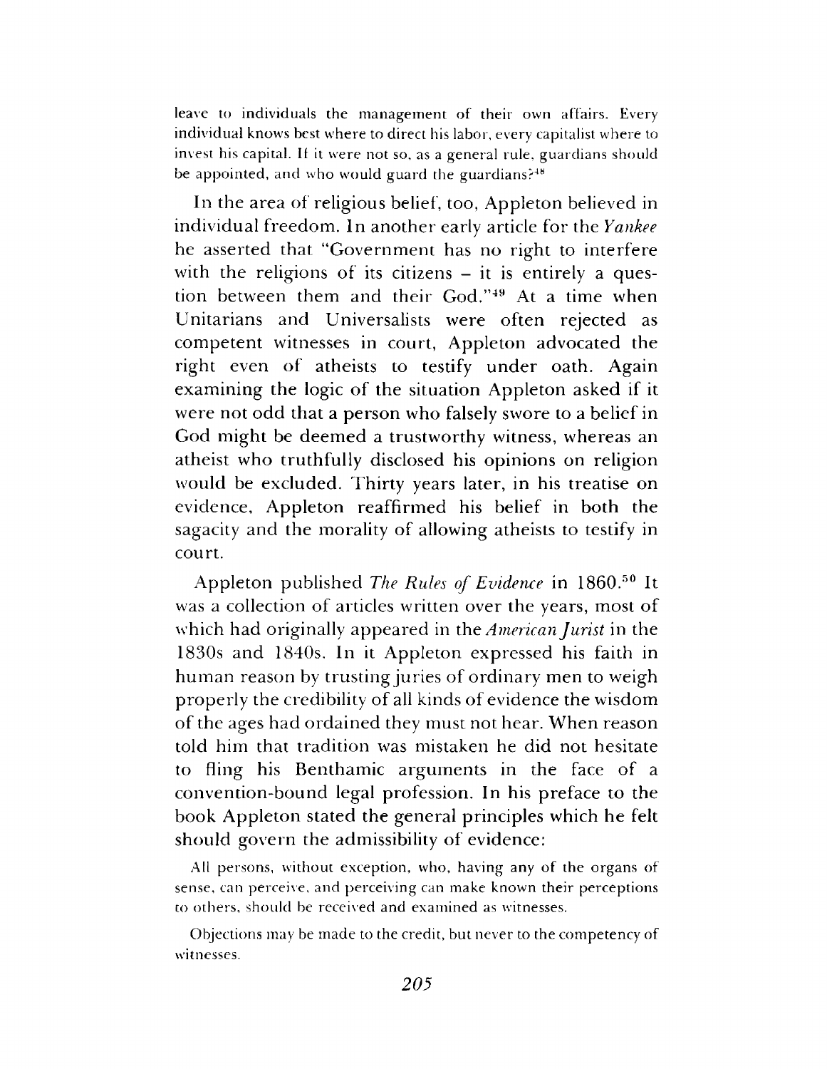leave to individuals the management of their own affairs. Every individual knows best where to direct his labor, every capitalist where to invest his capital. If it were not so, as a general rule, guardians should be appointed, and who would guard the guardians?[48]

In the area of religious belief, too, Appleton believed in individual freedom. In another early article for the *Yankee* he asserted that "Government has no right to interfere with the religions of its citizens – it is entirely a question between them and their God."[49] At a time when Unitarians and Universalists were often rejected as competent witnesses in court, Appleton advocated the right even of atheists to testify under oath. Again examining the logic of the situation Appleton asked if it were not odd that a person who falsely swore to a belief in God might be deemed a trustworthy witness, whereas an atheist who truthfully disclosed his opinions on religion would be excluded. Thirty years later, in his treatise on evidence, Appleton reaffirmed his belief in both the sagacity and the morality of allowing atheists to testify in court.

Appleton published *The Rules of Evidence* in 1860.[50] It was a collection of articles written over the years, most of which had originally appeared in the *American Jurist* in the 1830s and 1840s. In it Appleton expressed his faith in human reason by trusting juries of ordinary men to weigh properly the credibility of all kinds of evidence the wisdom of the ages had ordained they must not hear. When reason told him that tradition was mistaken he did not hesitate to fling his Benthamic arguments in the face of a convention-bound legal profession. In his preface to the book Appleton stated the general principles which he felt should govern the admissibility of evidence:

All persons, without exception, who, having any of the organs of sense, can perceive, and perceiving can make known their perceptions to others, should be received and examined as witnesses.

Objections may be made to the credit, but never to the competency of witnesses.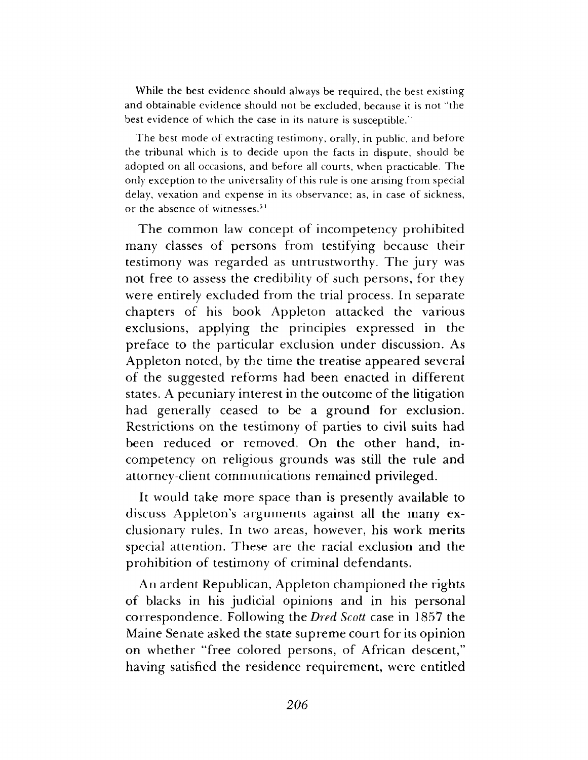> While the best evidence should always be required, the best existing and obtainable evidence should not be excluded, because it is not "the best evidence of which the case in its nature is susceptible."
>
> The best mode of extracting testimony, orally, in public, and before the tribunal which is to decide upon the facts in dispute, should be adopted on all occasions, and before all courts, when practicable. The only exception to the universality of this rule is one arising from special delay, vexation and expense in its observance; as, in case of sickness, or the absence of witnesses.[51]

The common law concept of incompetency prohibited many classes of persons from testifying because their testimony was regarded as untrustworthy. The jury was not free to assess the credibility of such persons, for they were entirely excluded from the trial process. In separate chapters of his book Appleton attacked the various exclusions, applying the principles expressed in the preface to the particular exclusion under discussion. As Appleton noted, by the time the treatise appeared several of the suggested reforms had been enacted in different states. A pecuniary interest in the outcome of the litigation had generally ceased to be a ground for exclusion. Restrictions on the testimony of parties to civil suits had been reduced or removed. On the other hand, incompetency on religious grounds was still the rule and attorney-client communications remained privileged.

It would take more space than is presently available to discuss Appleton's arguments against all the many exclusionary rules. In two areas, however, his work merits special attention. These are the racial exclusion and the prohibition of testimony of criminal defendants.

An ardent Republican, Appleton championed the rights of blacks in his judicial opinions and in his personal correspondence. Following the *Dred Scott* case in 1857 the Maine Senate asked the state supreme court for its opinion on whether "free colored persons, of African descent," having satisfied the residence requirement, were entitled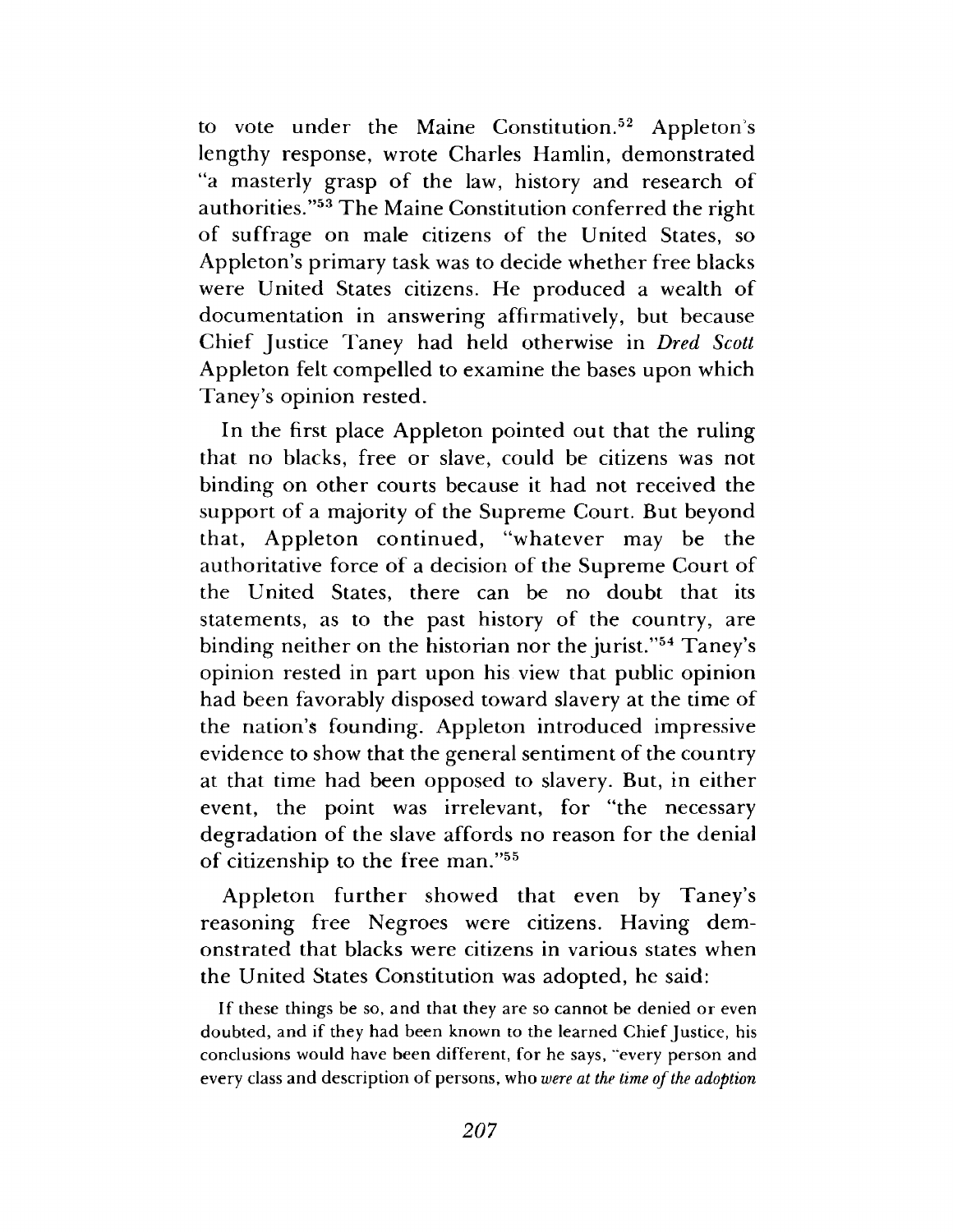to vote under the Maine Constitution.[52] Appleton's lengthy response, wrote Charles Hamlin, demonstrated "a masterly grasp of the law, history and research of authorities."[53] The Maine Constitution conferred the right of suffrage on male citizens of the United States, so Appleton's primary task was to decide whether free blacks were United States citizens. He produced a wealth of documentation in answering affirmatively, but because Chief Justice Taney had held otherwise in *Dred Scott* Appleton felt compelled to examine the bases upon which Taney's opinion rested.

In the first place Appleton pointed out that the ruling that no blacks, free or slave, could be citizens was not binding on other courts because it had not received the support of a majority of the Supreme Court. But beyond that, Appleton continued, "whatever may be the authoritative force of a decision of the Supreme Court of the United States, there can be no doubt that its statements, as to the past history of the country, are binding neither on the historian nor the jurist."[54] Taney's opinion rested in part upon his view that public opinion had been favorably disposed toward slavery at the time of the nation's founding. Appleton introduced impressive evidence to show that the general sentiment of the country at that time had been opposed to slavery. But, in either event, the point was irrelevant, for "the necessary degradation of the slave affords no reason for the denial of citizenship to the free man."[55]

Appleton further showed that even by Taney's reasoning free Negroes were citizens. Having demonstrated that blacks were citizens in various states when the United States Constitution was adopted, he said:

> If these things be so, and that they are so cannot be denied or even doubted, and if they had been known to the learned Chief Justice, his conclusions would have been different, for he says, "every person and every class and description of persons, who *were at the time of the adoption*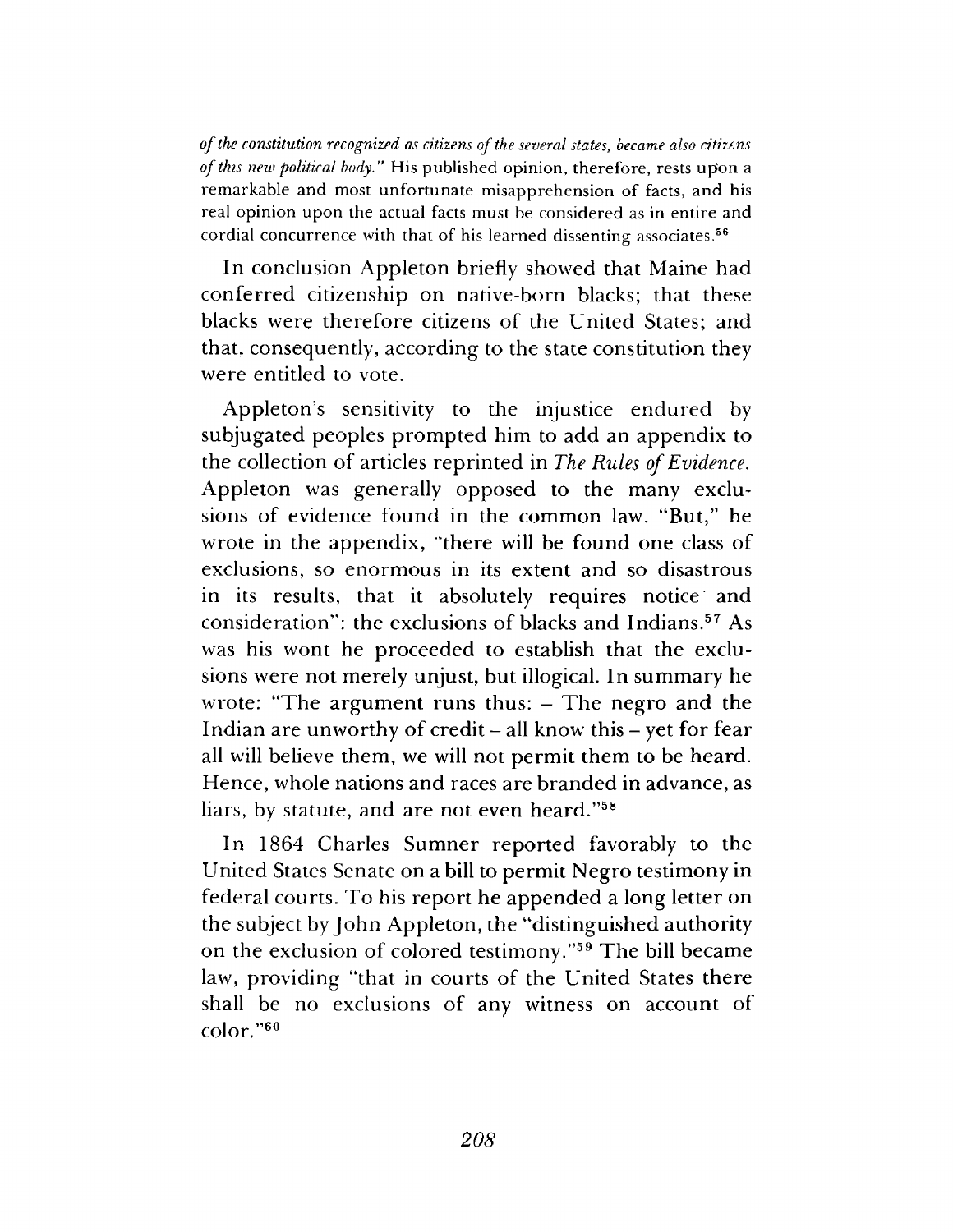*of the constitution recognized as citizens of the several states, became also citizens of this new political body.*" His published opinion, therefore, rests upon a remarkable and most unfortunate misapprehension of facts, and his real opinion upon the actual facts must be considered as in entire and cordial concurrence with that of his learned dissenting associates.[56]

In conclusion Appleton briefly showed that Maine had conferred citizenship on native-born blacks; that these blacks were therefore citizens of the United States; and that, consequently, according to the state constitution they were entitled to vote.

Appleton's sensitivity to the injustice endured by subjugated peoples prompted him to add an appendix to the collection of articles reprinted in *The Rules of Evidence*. Appleton was generally opposed to the many exclusions of evidence found in the common law. "But," he wrote in the appendix, "there will be found one class of exclusions, so enormous in its extent and so disastrous in its results, that it absolutely requires notice and consideration": the exclusions of blacks and Indians.[57] As was his wont he proceeded to establish that the exclusions were not merely unjust, but illogical. In summary he wrote: "The argument runs thus: – The negro and the Indian are unworthy of credit – all know this – yet for fear all will believe them, we will not permit them to be heard. Hence, whole nations and races are branded in advance, as liars, by statute, and are not even heard."[58]

In 1864 Charles Sumner reported favorably to the United States Senate on a bill to permit Negro testimony in federal courts. To his report he appended a long letter on the subject by John Appleton, the "distinguished authority on the exclusion of colored testimony."[59] The bill became law, providing "that in courts of the United States there shall be no exclusions of any witness on account of color."[60]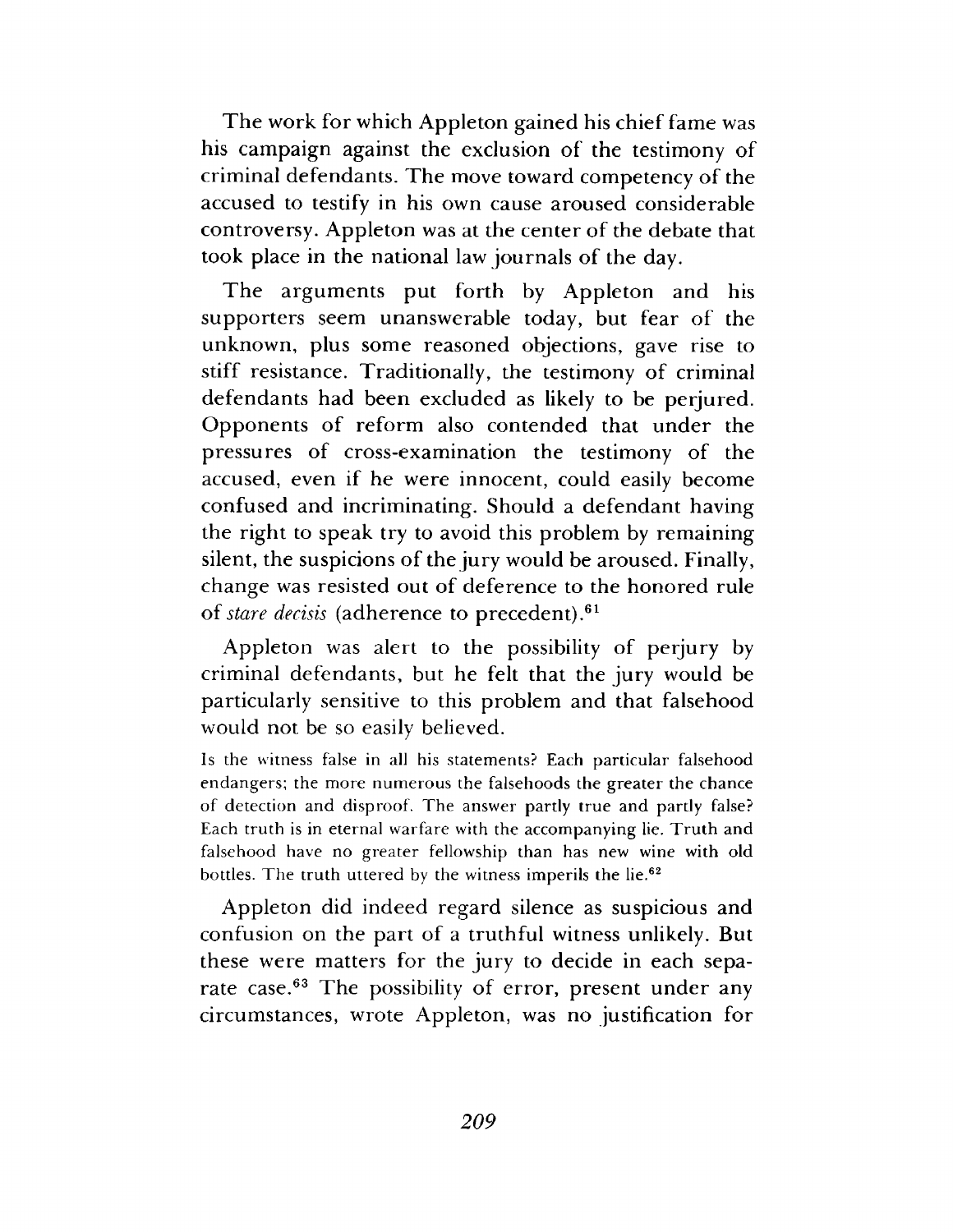The work for which Appleton gained his chief fame was his campaign against the exclusion of the testimony of criminal defendants. The move toward competency of the accused to testify in his own cause aroused considerable controversy. Appleton was at the center of the debate that took place in the national law journals of the day.

The arguments put forth by Appleton and his supporters seem unanswerable today, but fear of the unknown, plus some reasoned objections, gave rise to stiff resistance. Traditionally, the testimony of criminal defendants had been excluded as likely to be perjured. Opponents of reform also contended that under the pressures of cross-examination the testimony of the accused, even if he were innocent, could easily become confused and incriminating. Should a defendant having the right to speak try to avoid this problem by remaining silent, the suspicions of the jury would be aroused. Finally, change was resisted out of deference to the honored rule of *stare decisis* (adherence to precedent).[61]

Appleton was alert to the possibility of perjury by criminal defendants, but he felt that the jury would be particularly sensitive to this problem and that falsehood would not be so easily believed.

> Is the witness false in all his statements? Each particular falsehood endangers; the more numerous the falsehoods the greater the chance of detection and disproof. The answer partly true and partly false? Each truth is in eternal warfare with the accompanying lie. Truth and falsehood have no greater fellowship than has new wine with old bottles. The truth uttered by the witness imperils the lie.[62]

Appleton did indeed regard silence as suspicious and confusion on the part of a truthful witness unlikely. But these were matters for the jury to decide in each separate case.[63] The possibility of error, present under any circumstances, wrote Appleton, was no justification for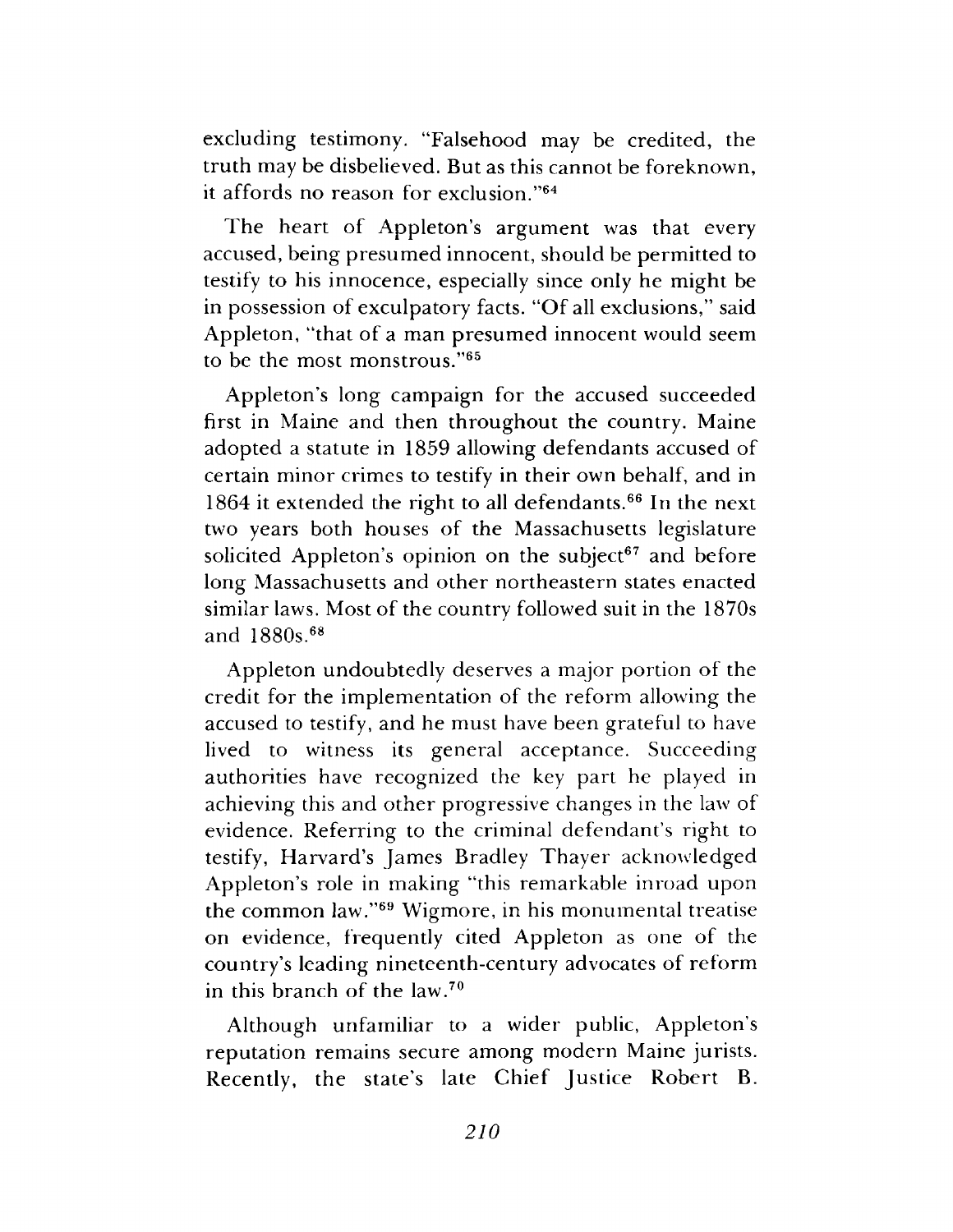excluding testimony. "Falsehood may be credited, the truth may be disbelieved. But as this cannot be foreknown, it affords no reason for exclusion."[64]

The heart of Appleton's argument was that every accused, being presumed innocent, should be permitted to testify to his innocence, especially since only he might be in possession of exculpatory facts. "Of all exclusions," said Appleton, "that of a man presumed innocent would seem to be the most monstrous."[65]

Appleton's long campaign for the accused succeeded first in Maine and then throughout the country. Maine adopted a statute in 1859 allowing defendants accused of certain minor crimes to testify in their own behalf, and in 1864 it extended the right to all defendants.[66] In the next two years both houses of the Massachusetts legislature solicited Appleton's opinion on the subject[67] and before long Massachusetts and other northeastern states enacted similar laws. Most of the country followed suit in the 1870s and 1880s.[68]

Appleton undoubtedly deserves a major portion of the credit for the implementation of the reform allowing the accused to testify, and he must have been grateful to have lived to witness its general acceptance. Succeeding authorities have recognized the key part he played in achieving this and other progressive changes in the law of evidence. Referring to the criminal defendant's right to testify, Harvard's James Bradley Thayer acknowledged Appleton's role in making "this remarkable inroad upon the common law."[69] Wigmore, in his monumental treatise on evidence, frequently cited Appleton as one of the country's leading nineteenth-century advocates of reform in this branch of the law.[70]

Although unfamiliar to a wider public, Appleton's reputation remains secure among modern Maine jurists. Recently, the state's late Chief Justice Robert B.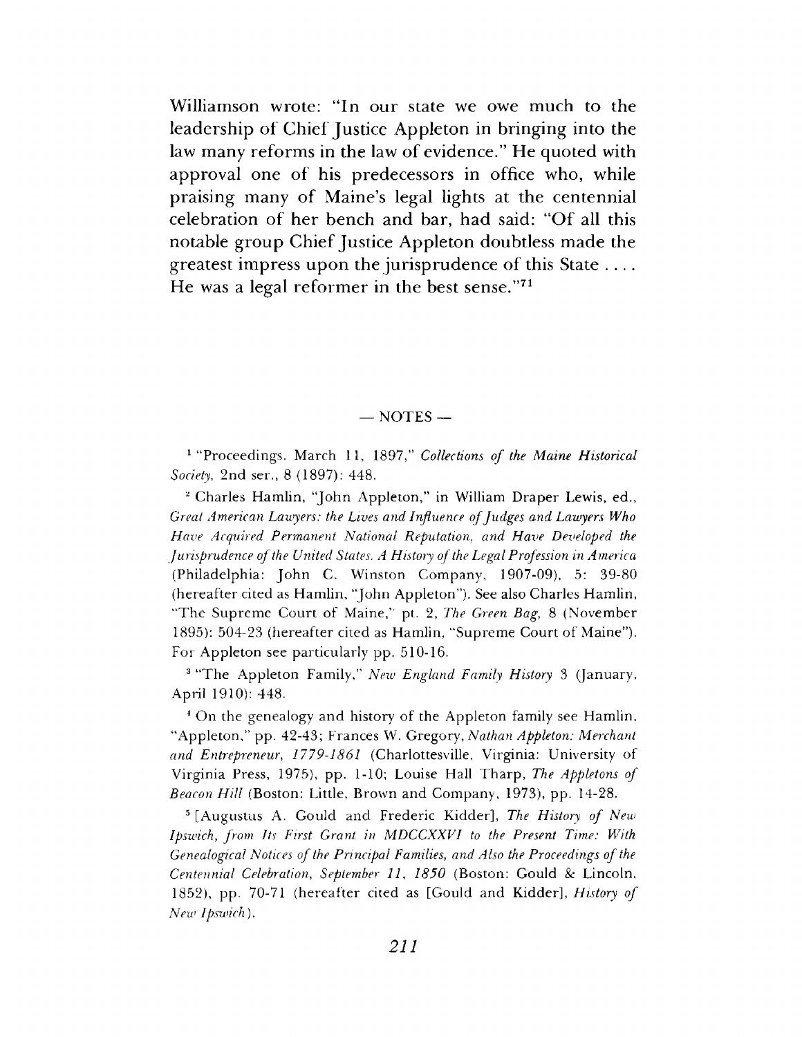Williamson wrote: "In our state we owe much to the leadership of Chief Justice Appleton in bringing into the law many reforms in the law of evidence." He quoted with approval one of his predecessors in office who, while praising many of Maine's legal lights at the centennial celebration of her bench and bar, had said: "Of all this notable group Chief Justice Appleton doubtless made the greatest impress upon the jurisprudence of this State . . . . He was a legal reformer in the best sense."[71]

— NOTES —

[1] "Proceedings. March 11, 1897," *Collections of the Maine Historical Society*, 2nd ser., 8 (1897): 448.

[2] Charles Hamlin, "John Appleton," in William Draper Lewis, ed., *Great American Lawyers: the Lives and Influence of Judges and Lawyers Who Have Acquired Permanent National Reputation, and Have Developed the Jurisprudence of the United States. A History of the Legal Profession in America* (Philadelphia: John C. Winston Company, 1907-09), 5: 39-80 (hereafter cited as Hamlin, "John Appleton"). See also Charles Hamlin, "The Supreme Court of Maine," pt. 2, *The Green Bag*, 8 (November 1895): 504-23 (hereafter cited as Hamlin, "Supreme Court of Maine"). For Appleton see particularly pp. 510-16.

[3] "The Appleton Family," *New England Family History* 3 (January, April 1910): 448.

[4] On the genealogy and history of the Appleton family see Hamlin, "Appleton," pp. 42-43; Frances W. Gregory, *Nathan Appleton: Merchant and Entrepreneur, 1779-1861* (Charlottesville, Virginia: University of Virginia Press, 1975), pp. 1-10; Louise Hall Tharp, *The Appletons of Beacon Hill* (Boston: Little, Brown and Company, 1973), pp. 14-28.

[5] [Augustus A. Gould and Frederic Kidder], *The History of New Ipswich, from Its First Grant in MDCCXXVI to the Present Time: With Genealogical Notices of the Principal Families, and Also the Proceedings of the Centennial Celebration, September 11, 1850* (Boston: Gould & Lincoln, 1852), pp. 70-71 (hereafter cited as [Gould and Kidder], *History of New Ipswich*).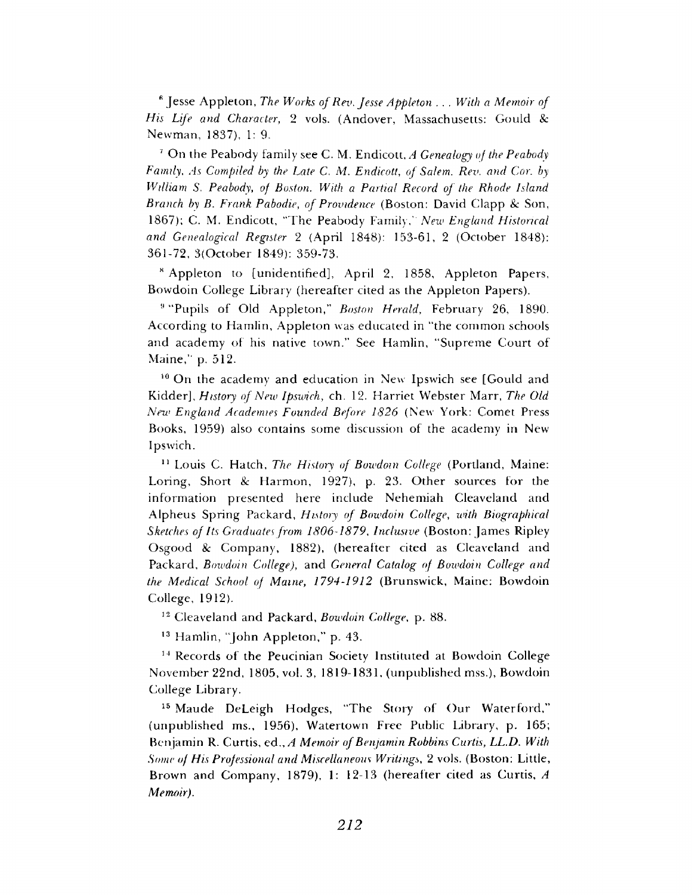[6] Jesse Appleton, *The Works of Rev. Jesse Appleton . . . With a Memoir of His Life and Character,* 2 vols. (Andover, Massachusetts: Gould & Newman, 1837), 1: 9.

[7] On the Peabody family see C. M. Endicott, *A Genealogy of the Peabody Family, As Compiled by the Late C. M. Endicott, of Salem. Rev. and Cor. by William S. Peabody, of Boston. With a Partial Record of the Rhode Island Branch by B. Frank Pabodie, of Providence* (Boston: David Clapp & Son, 1867); C. M. Endicott, "The Peabody Family," *New England Historical and Genealogical Register* 2 (April 1848): 153-61, 2 (October 1848): 361-72, 3(October 1849): 359-73.

[8] Appleton to [unidentified], April 2, 1858, Appleton Papers, Bowdoin College Library (hereafter cited as the Appleton Papers).

[9] "Pupils of Old Appleton," *Boston Herald,* February 26, 1890. According to Hamlin, Appleton was educated in "the common schools and academy of his native town." See Hamlin, "Supreme Court of Maine," p. 512.

[10] On the academy and education in New Ipswich see [Gould and Kidder], *History of New Ipswich,* ch. 12. Harriet Webster Marr, *The Old New England Academies Founded Before 1826* (New York: Comet Press Books, 1959) also contains some discussion of the academy in New Ipswich.

[11] Louis C. Hatch, *The History of Bowdoin College* (Portland, Maine: Loring, Short & Harmon, 1927), p. 23. Other sources for the information presented here include Nehemiah Cleaveland and Alpheus Spring Packard, *History of Bowdoin College, with Biographical Sketches of Its Graduates from 1806-1879, Inclusive* (Boston: James Ripley Osgood & Company, 1882), (hereafter cited as Cleaveland and Packard, *Bowdoin College),* and *General Catalog of Bowdoin College and the Medical School of Maine, 1794-1912* (Brunswick, Maine: Bowdoin College, 1912).

[12] Cleaveland and Packard, *Bowdoin College,* p. 88.

[13] Hamlin, "John Appleton," p. 43.

[14] Records of the Peucinian Society Instituted at Bowdoin College November 22nd, 1805, vol. 3, 1819-1831, (unpublished mss.), Bowdoin College Library.

[15] Maude DeLeigh Hodges, "The Story of Our Waterford," (unpublished ms., 1956), Watertown Free Public Library, p. 165; Benjamin R. Curtis, ed., *A Memoir of Benjamin Robbins Curtis, LL.D. With Some of His Professional and Miscellaneous Writings,* 2 vols. (Boston: Little, Brown and Company, 1879), 1: 12-13 (hereafter cited as Curtis, *A Memoir).*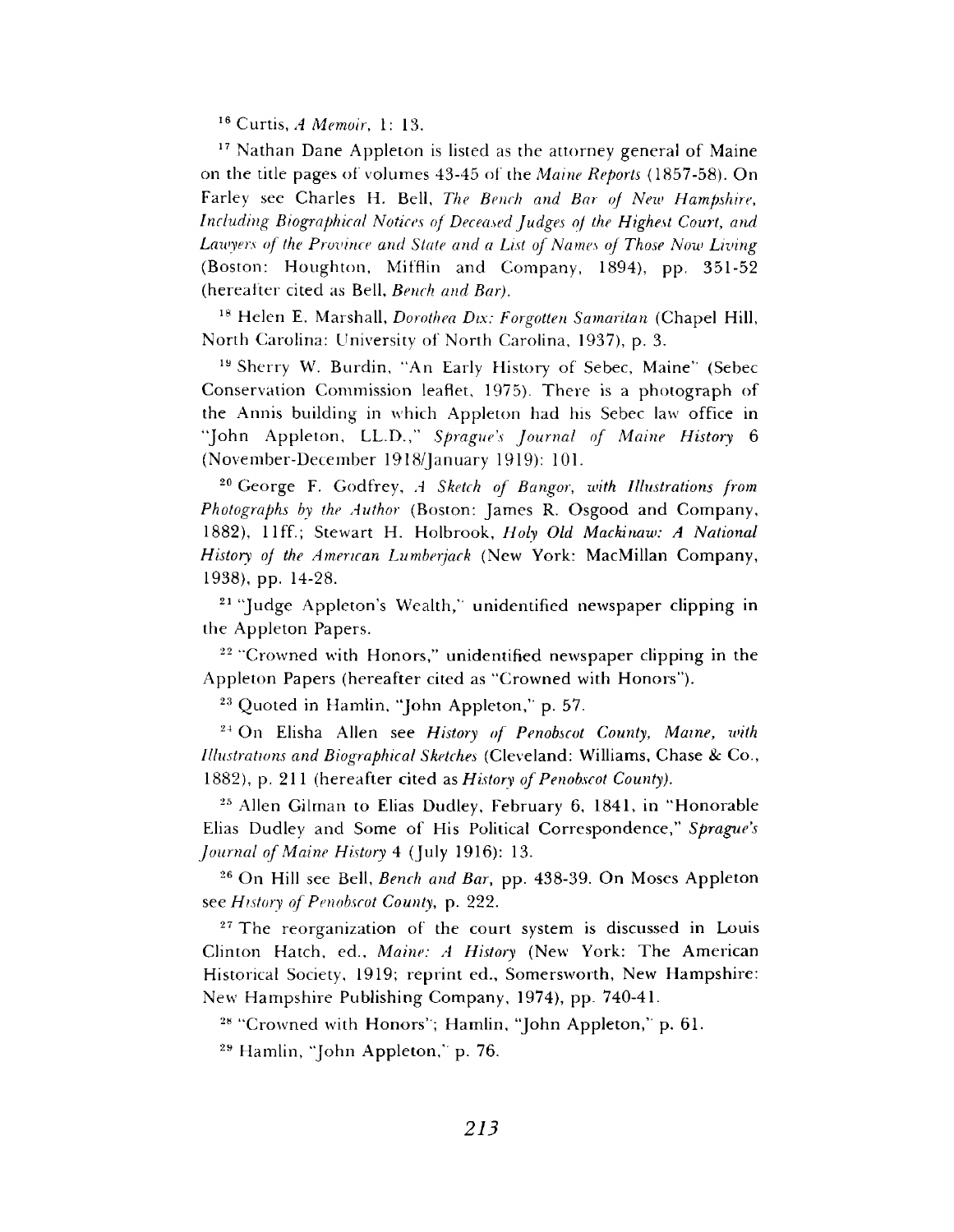[16] Curtis, *A Memoir*, 1: 13.

[17] Nathan Dane Appleton is listed as the attorney general of Maine on the title pages of volumes 43-45 of the *Maine Reports* (1857-58). On Farley see Charles H. Bell, *The Bench and Bar of New Hampshire, Including Biographical Notices of Deceased Judges of the Highest Court, and Lawyers of the Province and State and a List of Names of Those Now Living* (Boston: Houghton, Mifflin and Company, 1894), pp. 351-52 (hereafter cited as Bell, *Bench and Bar*).

[18] Helen E. Marshall, *Dorothea Dix: Forgotten Samaritan* (Chapel Hill, North Carolina: University of North Carolina, 1937), p. 3.

[19] Sherry W. Burdin, "An Early History of Sebec, Maine" (Sebec Conservation Commission leaflet, 1975). There is a photograph of the Annis building in which Appleton had his Sebec law office in "John Appleton, LL.D.," *Sprague's Journal of Maine History* 6 (November-December 1918/January 1919): 101.

[20] George F. Godfrey, *A Sketch of Bangor, with Illustrations from Photographs by the Author* (Boston: James R. Osgood and Company, 1882), 11ff.; Stewart H. Holbrook, *Holy Old Mackinaw: A National History of the American Lumberjack* (New York: MacMillan Company, 1938), pp. 14-28.

[21] "Judge Appleton's Wealth," unidentified newspaper clipping in the Appleton Papers.

[22] "Crowned with Honors," unidentified newspaper clipping in the Appleton Papers (hereafter cited as "Crowned with Honors").

[23] Quoted in Hamlin, "John Appleton," p. 57.

[24] On Elisha Allen see *History of Penobscot County, Maine, with Illustrations and Biographical Sketches* (Cleveland: Williams, Chase & Co., 1882), p. 211 (hereafter cited as *History of Penobscot County*).

[25] Allen Gilman to Elias Dudley, February 6, 1841, in "Honorable Elias Dudley and Some of His Political Correspondence," *Sprague's Journal of Maine History* 4 (July 1916): 13.

[26] On Hill see Bell, *Bench and Bar*, pp. 438-39. On Moses Appleton see *History of Penobscot County*, p. 222.

[27] The reorganization of the court system is discussed in Louis Clinton Hatch, ed., *Maine: A History* (New York: The American Historical Society, 1919; reprint ed., Somersworth, New Hampshire: New Hampshire Publishing Company, 1974), pp. 740-41.

[28] "Crowned with Honors"; Hamlin, "John Appleton," p. 61.

[29] Hamlin, "John Appleton," p. 76.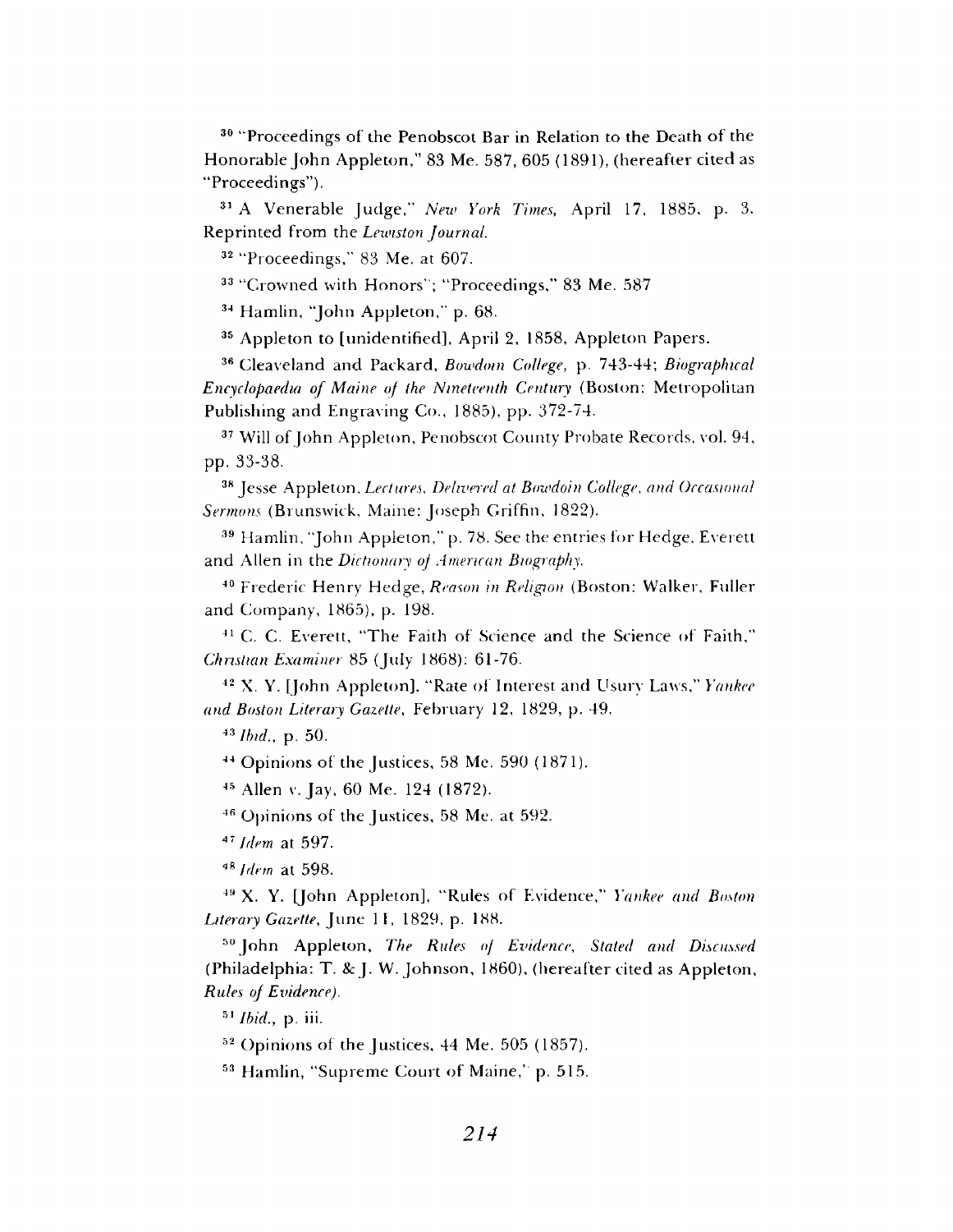[30] "Proceedings of the Penobscot Bar in Relation to the Death of the Honorable John Appleton," 83 Me. 587, 605 (1891), (hereafter cited as "Proceedings").

[31] A Venerable Judge," *New York Times,* April 17, 1885, p. 3. Reprinted from the *Lewiston Journal.*

[32] "Proceedings," 83 Me. at 607.

[33] "Crowned with Honors"; "Proceedings," 83 Me. 587

[34] Hamlin, "John Appleton," p. 68.

[35] Appleton to [unidentified], April 2, 1858, Appleton Papers.

[36] Cleaveland and Packard, *Bowdoin College,* p. 743-44; *Biographical Encyclopaedia of Maine of the Nineteenth Century* (Boston: Metropolitan Publishing and Engraving Co., 1885), pp. 372-74.

[37] Will of John Appleton, Penobscot County Probate Records, vol. 94, pp. 33-38.

[38] Jesse Appleton, *Lectures, Delivered at Bowdoin College, and Occasional Sermons* (Brunswick, Maine: Joseph Griffin, 1822).

[39] Hamlin, "John Appleton," p. 78. See the entries for Hedge, Everett and Allen in the *Dictionary of American Biography.*

[40] Frederic Henry Hedge, *Reason in Religion* (Boston: Walker, Fuller and Company, 1865), p. 198.

[41] C. C. Everett, "The Faith of Science and the Science of Faith," *Christian Examiner* 85 (July 1868): 61-76.

[42] X. Y. [John Appleton], "Rate of Interest and Usury Laws," *Yankee and Boston Literary Gazette,* February 12, 1829, p. 49.

[43] *Ibid.,* p. 50.

[44] Opinions of the Justices, 58 Me. 590 (1871).

[45] Allen v. Jay, 60 Me. 124 (1872).

[46] Opinions of the Justices, 58 Me. at 592.

[47] *Idem* at 597.

[48] *Idem* at 598.

[49] X. Y. [John Appleton], "Rules of Evidence," *Yankee and Boston Literary Gazette,* June 11, 1829, p. 188.

[50] John Appleton, *The Rules of Evidence, Stated and Discussed* (Philadelphia: T. & J. W. Johnson, 1860), (hereafter cited as Appleton, *Rules of Evidence).*

[51] *Ibid.,* p. iii.

[52] Opinions of the Justices, 44 Me. 505 (1857).

[53] Hamlin, "Supreme Court of Maine," p. 515.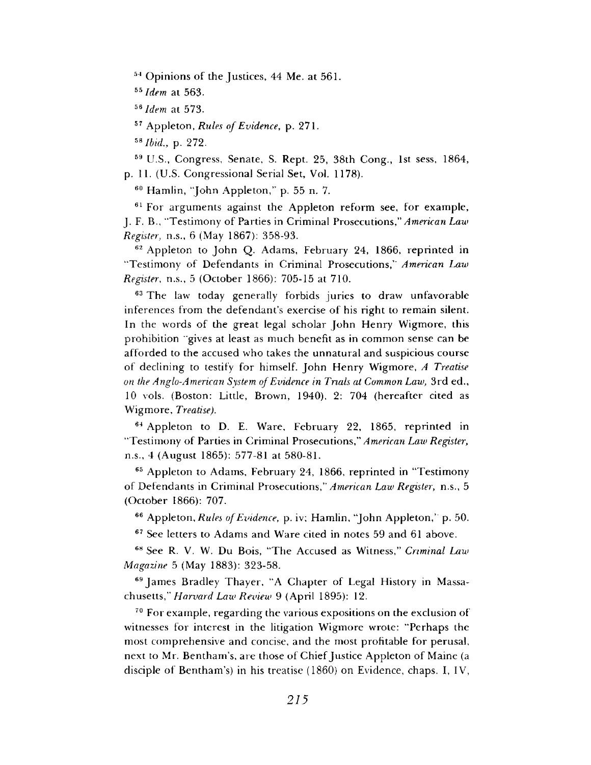[54] Opinions of the Justices, 44 Me. at 561.

[55] *Idem* at 563.

[56] *Idem* at 573.

[57] Appleton, *Rules of Evidence*, p. 271.

[58] *Ibid.*, p. 272.

[59] U.S., Congress, Senate, S. Rept. 25, 38th Cong., 1st sess, 1864, p. 11. (U.S. Congressional Serial Set, Vol. 1178).

[60] Hamlin, "John Appleton," p. 55 n. 7.

[61] For arguments against the Appleton reform see, for example, J. F. B., "Testimony of Parties in Criminal Prosecutions," *American Law Register*, n.s., 6 (May 1867): 358-93.

[62] Appleton to John Q. Adams, February 24, 1866, reprinted in "Testimony of Defendants in Criminal Prosecutions," *American Law Register*, n.s., 5 (October 1866): 705-15 at 710.

[63] The law today generally forbids juries to draw unfavorable inferences from the defendant's exercise of his right to remain silent. In the words of the great legal scholar John Henry Wigmore, this prohibition "gives at least as much benefit as in common sense can be afforded to the accused who takes the unnatural and suspicious course of declining to testify for himself. John Henry Wigmore, *A Treatise on the Anglo-American System of Evidence in Trials at Common Law*, 3rd ed., 10 vols. (Boston: Little, Brown, 1940), 2: 704 (hereafter cited as Wigmore, *Treatise*).

[64] Appleton to D. E. Ware, February 22, 1865, reprinted in "Testimony of Parties in Criminal Prosecutions," *American Law Register*, n.s., 4 (August 1865): 577-81 at 580-81.

[65] Appleton to Adams, February 24, 1866, reprinted in "Testimony of Defendants in Criminal Prosecutions," *American Law Register*, n.s., 5 (October 1866): 707.

[66] Appleton, *Rules of Evidence*, p. iv; Hamlin, "John Appleton," p. 50.

[67] See letters to Adams and Ware cited in notes 59 and 61 above.

[68] See R. V. W. Du Bois, "The Accused as Witness," *Criminal Law Magazine* 5 (May 1883): 323-58.

[69] James Bradley Thayer, "A Chapter of Legal History in Massachusetts," *Harvard Law Review* 9 (April 1895): 12.

[70] For example, regarding the various expositions on the exclusion of witnesses for interest in the litigation Wigmore wrote: "Perhaps the most comprehensive and concise, and the most profitable for perusal, next to Mr. Bentham's, are those of Chief Justice Appleton of Maine (a disciple of Bentham's) in his treatise (1860) on Evidence, chaps. I, IV,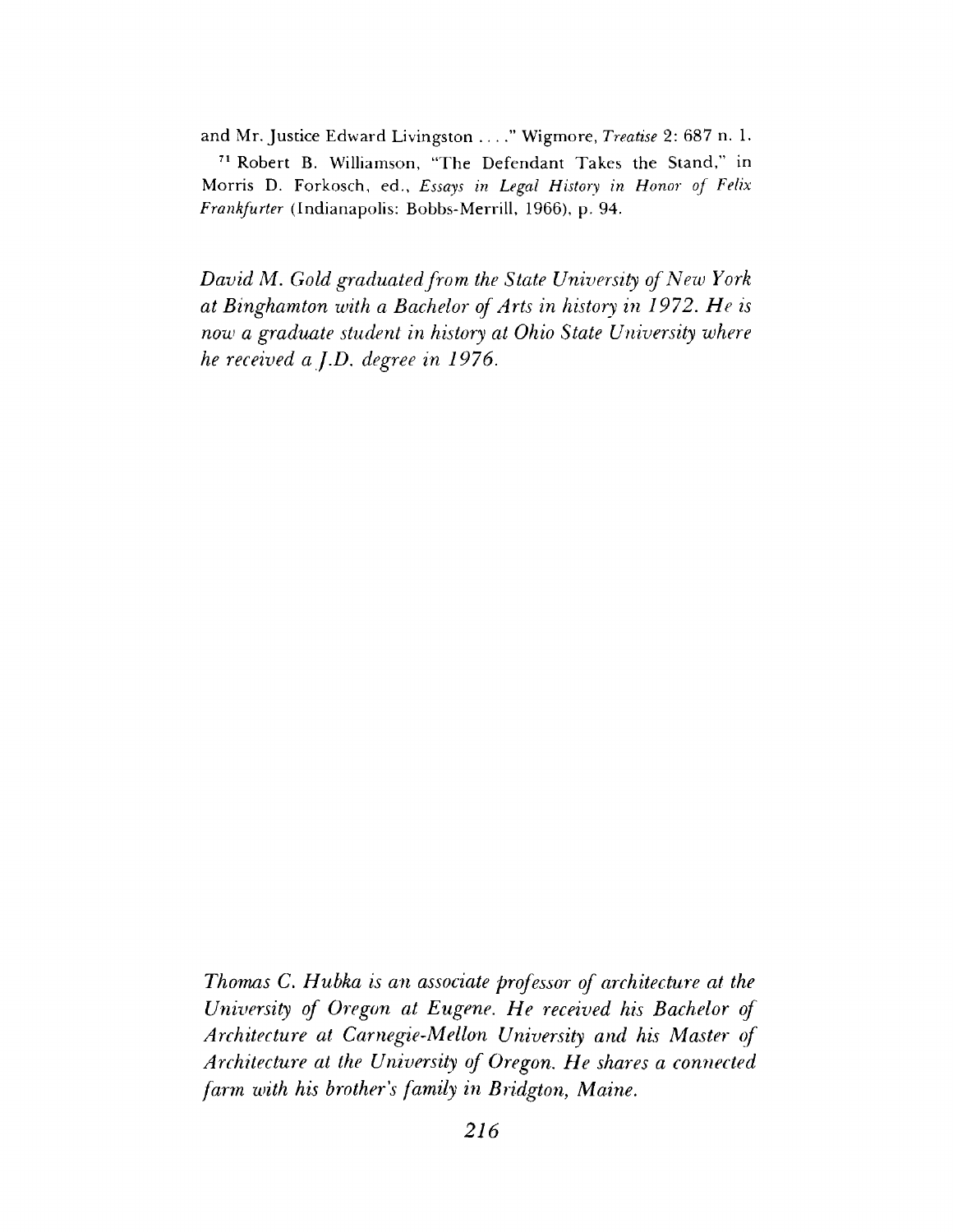and Mr. Justice Edward Livingston . . . ." Wigmore, *Treatise* 2: 687 n. 1.

[71] Robert B. Williamson, "The Defendant Takes the Stand," in Morris D. Forkosch, ed., *Essays in Legal History in Honor of Felix Frankfurter* (Indianapolis: Bobbs-Merrill, 1966), p. 94.

*David M. Gold graduated from the State University of New York at Binghamton with a Bachelor of Arts in history in 1972. He is now a graduate student in history at Ohio State University where he received a J.D. degree in 1976.*

*Thomas C. Hubka is an associate professor of architecture at the University of Oregon at Eugene. He received his Bachelor of Architecture at Carnegie-Mellon University and his Master of Architecture at the University of Oregon. He shares a connected farm with his brother's family in Bridgton, Maine.*